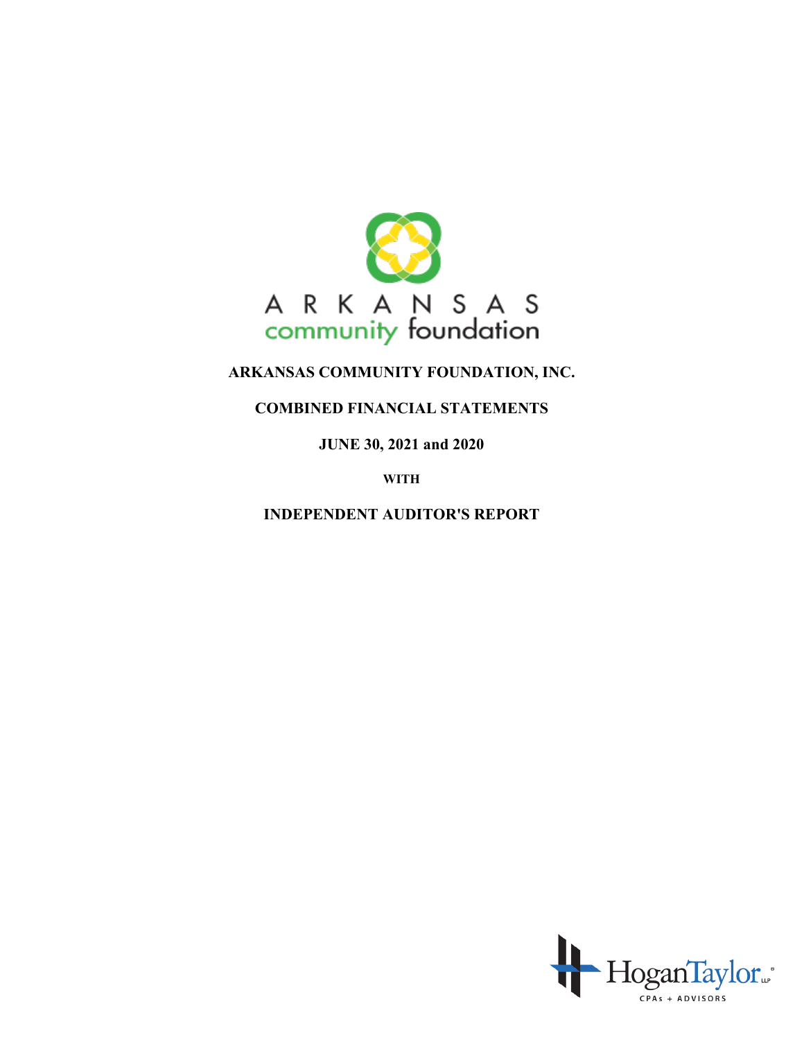ARKANSAS
community foundation

# ARKANSAS COMMUNITY FOUNDATION, INC.

## COMBINED FINANCIAL STATEMENTS

## JUNE 30, 2021 and 2020

**WITH**

## INDEPENDENT AUDITOR'S REPORT

HoganTaylor LLP
CPAs + ADVISORS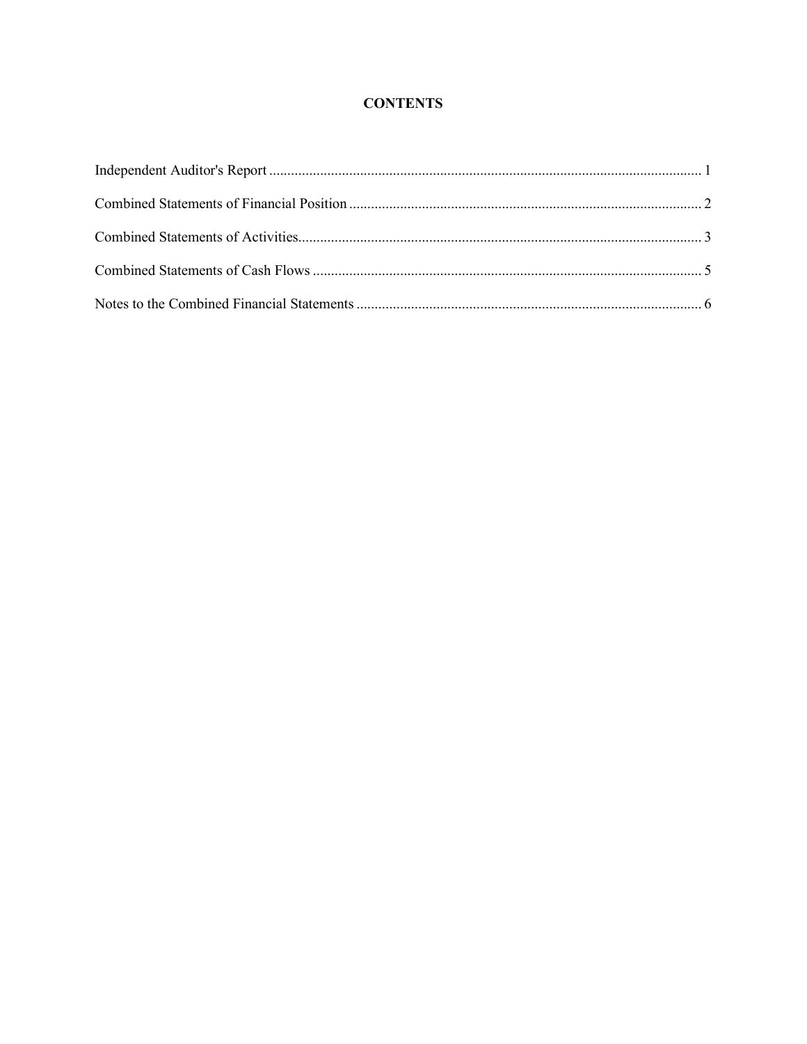# CONTENTS

| | |
|---|---|
| Independent Auditor's Report | 1 |
| Combined Statements of Financial Position | 2 |
| Combined Statements of Activities | 3 |
| Combined Statements of Cash Flows | 5 |
| Notes to the Combined Financial Statements | 6 |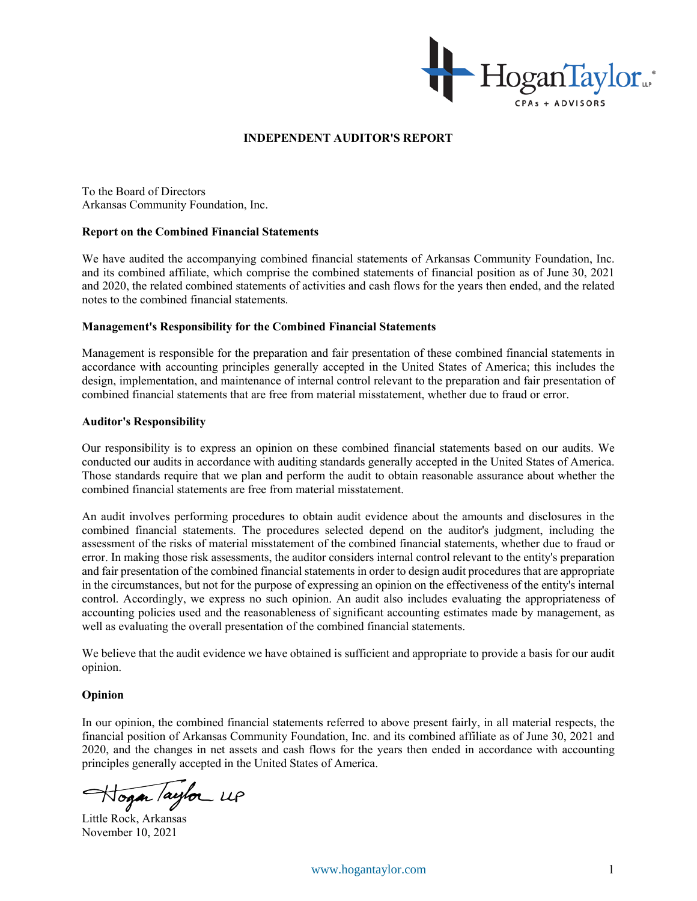# INDEPENDENT AUDITOR'S REPORT

To the Board of Directors
Arkansas Community Foundation, Inc.

**Report on the Combined Financial Statements**

We have audited the accompanying combined financial statements of Arkansas Community Foundation, Inc. and its combined affiliate, which comprise the combined statements of financial position as of June 30, 2021 and 2020, the related combined statements of activities and cash flows for the years then ended, and the related notes to the combined financial statements.

**Management's Responsibility for the Combined Financial Statements**

Management is responsible for the preparation and fair presentation of these combined financial statements in accordance with accounting principles generally accepted in the United States of America; this includes the design, implementation, and maintenance of internal control relevant to the preparation and fair presentation of combined financial statements that are free from material misstatement, whether due to fraud or error.

**Auditor's Responsibility**

Our responsibility is to express an opinion on these combined financial statements based on our audits. We conducted our audits in accordance with auditing standards generally accepted in the United States of America. Those standards require that we plan and perform the audit to obtain reasonable assurance about whether the combined financial statements are free from material misstatement.

An audit involves performing procedures to obtain audit evidence about the amounts and disclosures in the combined financial statements. The procedures selected depend on the auditor's judgment, including the assessment of the risks of material misstatement of the combined financial statements, whether due to fraud or error. In making those risk assessments, the auditor considers internal control relevant to the entity's preparation and fair presentation of the combined financial statements in order to design audit procedures that are appropriate in the circumstances, but not for the purpose of expressing an opinion on the effectiveness of the entity's internal control. Accordingly, we express no such opinion. An audit also includes evaluating the appropriateness of accounting policies used and the reasonableness of significant accounting estimates made by management, as well as evaluating the overall presentation of the combined financial statements.

We believe that the audit evidence we have obtained is sufficient and appropriate to provide a basis for our audit opinion.

**Opinion**

In our opinion, the combined financial statements referred to above present fairly, in all material respects, the financial position of Arkansas Community Foundation, Inc. and its combined affiliate as of June 30, 2021 and 2020, and the changes in net assets and cash flows for the years then ended in accordance with accounting principles generally accepted in the United States of America.

Hogan Taylor LLP

Little Rock, Arkansas
November 10, 2021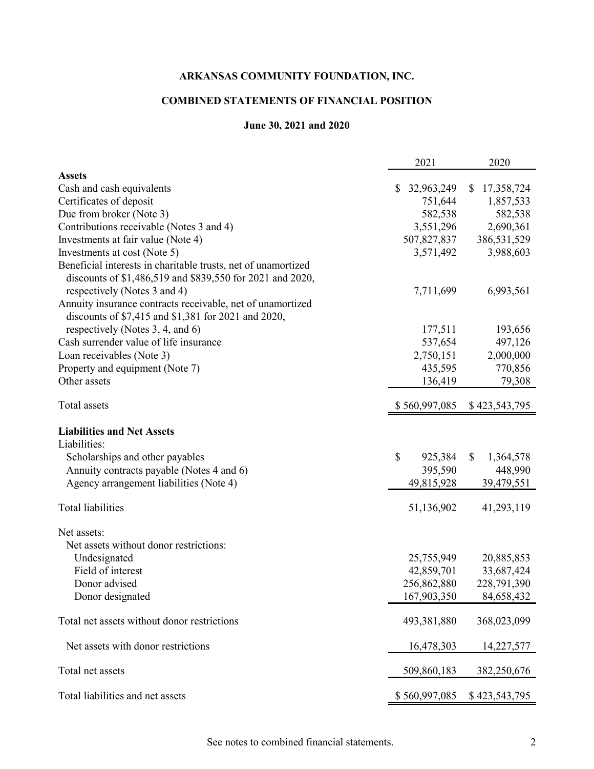# ARKANSAS COMMUNITY FOUNDATION, INC.

## COMBINED STATEMENTS OF FINANCIAL POSITION

### June 30, 2021 and 2020

| | 2021 | 2020 |
|---|---|---|
| **Assets** | | |
| Cash and cash equivalents | $ 32,963,249 | $ 17,358,724 |
| Certificates of deposit | 751,644 | 1,857,533 |
| Due from broker (Note 3) | 582,538 | 582,538 |
| Contributions receivable (Notes 3 and 4) | 3,551,296 | 2,690,361 |
| Investments at fair value (Note 4) | 507,827,837 | 386,531,529 |
| Investments at cost (Note 5) | 3,571,492 | 3,988,603 |
| Beneficial interests in charitable trusts, net of unamortized discounts of $1,486,519 and $839,550 for 2021 and 2020, respectively (Notes 3 and 4) | 7,711,699 | 6,993,561 |
| Annuity insurance contracts receivable, net of unamortized discounts of $7,415 and $1,381 for 2021 and 2020, respectively (Notes 3, 4, and 6) | 177,511 | 193,656 |
| Cash surrender value of life insurance | 537,654 | 497,126 |
| Loan receivables (Note 3) | 2,750,151 | 2,000,000 |
| Property and equipment (Note 7) | 435,595 | 770,856 |
| Other assets | 136,419 | 79,308 |
| Total assets | $ 560,997,085 | $ 423,543,795 |
| **Liabilities and Net Assets** | | |
| Liabilities: | | |
| Scholarships and other payables | $ 925,384 | $ 1,364,578 |
| Annuity contracts payable (Notes 4 and 6) | 395,590 | 448,990 |
| Agency arrangement liabilities (Note 4) | 49,815,928 | 39,479,551 |
| Total liabilities | 51,136,902 | 41,293,119 |
| Net assets: | | |
| Net assets without donor restrictions: | | |
| Undesignated | 25,755,949 | 20,885,853 |
| Field of interest | 42,859,701 | 33,687,424 |
| Donor advised | 256,862,880 | 228,791,390 |
| Donor designated | 167,903,350 | 84,658,432 |
| Total net assets without donor restrictions | 493,381,880 | 368,023,099 |
| Net assets with donor restrictions | 16,478,303 | 14,227,577 |
| Total net assets | 509,860,183 | 382,250,676 |
| Total liabilities and net assets | $ 560,997,085 | $ 423,543,795 |

See notes to combined financial statements.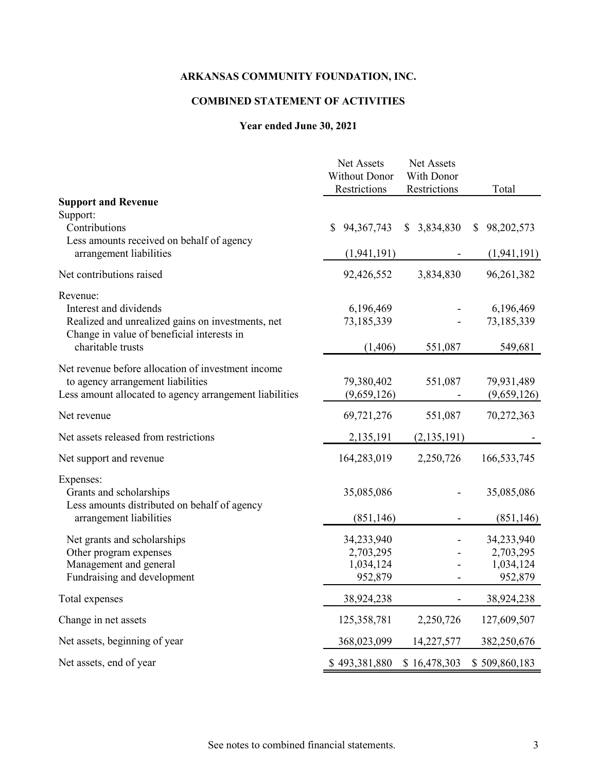# ARKANSAS COMMUNITY FOUNDATION, INC.

## COMBINED STATEMENT OF ACTIVITIES

### Year ended June 30, 2021

| | Net Assets Without Donor Restrictions | Net Assets With Donor Restrictions | Total |
|---|---|---|---|
| **Support and Revenue** | | | |
| Support: | | | |
| Contributions | $ 94,367,743 | $ 3,834,830 | $ 98,202,573 |
| Less amounts received on behalf of agency arrangement liabilities | (1,941,191) | - | (1,941,191) |
| Net contributions raised | 92,426,552 | 3,834,830 | 96,261,382 |
| Revenue: | | | |
| Interest and dividends | 6,196,469 | - | 6,196,469 |
| Realized and unrealized gains on investments, net | 73,185,339 | - | 73,185,339 |
| Change in value of beneficial interests in charitable trusts | (1,406) | 551,087 | 549,681 |
| Net revenue before allocation of investment income to agency arrangement liabilities | 79,380,402 | 551,087 | 79,931,489 |
| Less amount allocated to agency arrangement liabilities | (9,659,126) | - | (9,659,126) |
| Net revenue | 69,721,276 | 551,087 | 70,272,363 |
| Net assets released from restrictions | 2,135,191 | (2,135,191) | - |
| Net support and revenue | 164,283,019 | 2,250,726 | 166,533,745 |
| Expenses: | | | |
| Grants and scholarships | 35,085,086 | - | 35,085,086 |
| Less amounts distributed on behalf of agency arrangement liabilities | (851,146) | - | (851,146) |
| Net grants and scholarships | 34,233,940 | - | 34,233,940 |
| Other program expenses | 2,703,295 | - | 2,703,295 |
| Management and general | 1,034,124 | - | 1,034,124 |
| Fundraising and development | 952,879 | - | 952,879 |
| Total expenses | 38,924,238 | - | 38,924,238 |
| Change in net assets | 125,358,781 | 2,250,726 | 127,609,507 |
| Net assets, beginning of year | 368,023,099 | 14,227,577 | 382,250,676 |
| Net assets, end of year | $ 493,381,880 | $ 16,478,303 | $ 509,860,183 |

See notes to combined financial statements.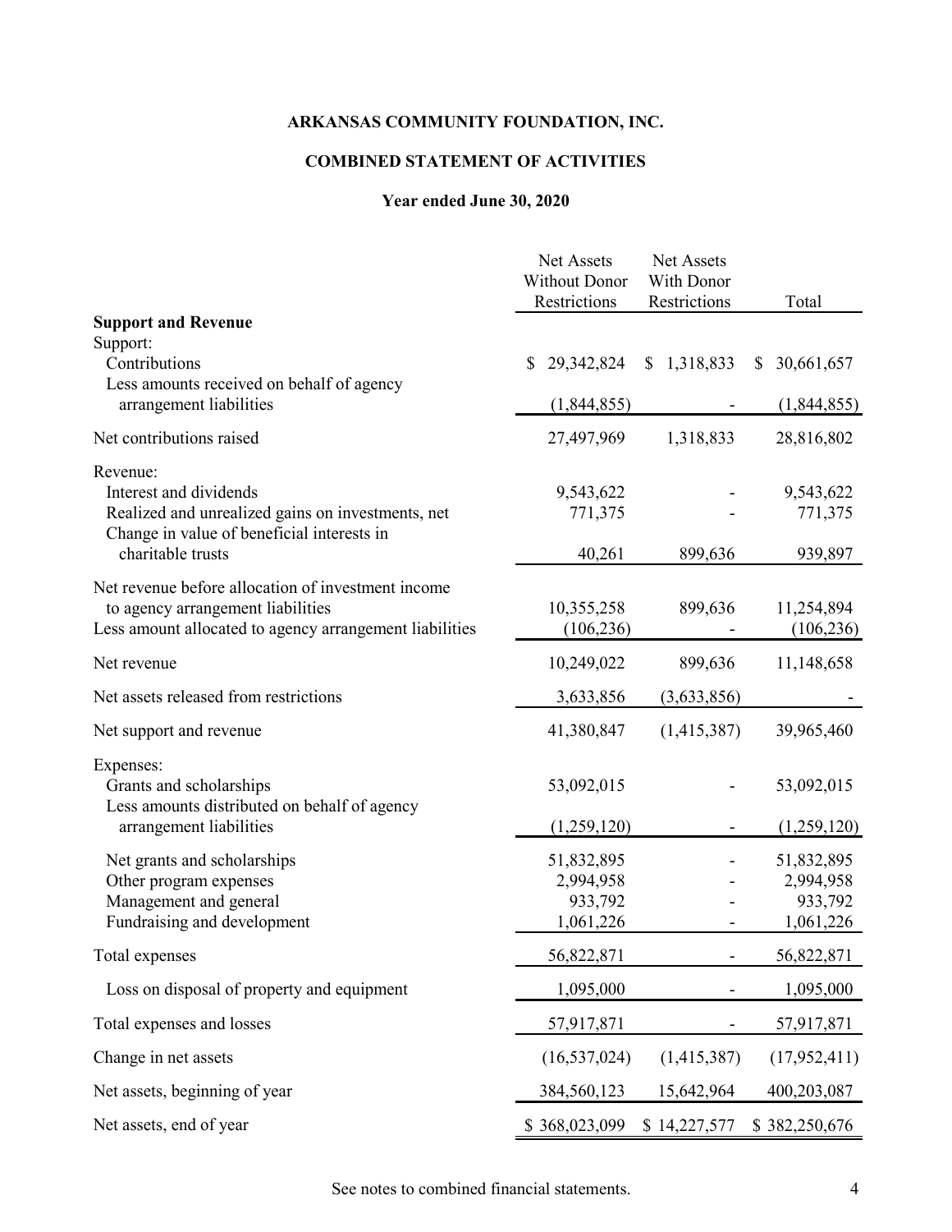# ARKANSAS COMMUNITY FOUNDATION, INC.

## COMBINED STATEMENT OF ACTIVITIES

### Year ended June 30, 2020

| | Net Assets Without Donor Restrictions | Net Assets With Donor Restrictions | Total |
|---|---|---|---|
| **Support and Revenue** | | | |
| Support: | | | |
| Contributions | $ 29,342,824 | $ 1,318,833 | $ 30,661,657 |
| Less amounts received on behalf of agency arrangement liabilities | (1,844,855) | - | (1,844,855) |
| Net contributions raised | 27,497,969 | 1,318,833 | 28,816,802 |
| Revenue: | | | |
| Interest and dividends | 9,543,622 | - | 9,543,622 |
| Realized and unrealized gains on investments, net | 771,375 | - | 771,375 |
| Change in value of beneficial interests in charitable trusts | 40,261 | 899,636 | 939,897 |
| Net revenue before allocation of investment income to agency arrangement liabilities | 10,355,258 | 899,636 | 11,254,894 |
| Less amount allocated to agency arrangement liabilities | (106,236) | - | (106,236) |
| Net revenue | 10,249,022 | 899,636 | 11,148,658 |
| Net assets released from restrictions | 3,633,856 | (3,633,856) | - |
| Net support and revenue | 41,380,847 | (1,415,387) | 39,965,460 |
| Expenses: | | | |
| Grants and scholarships | 53,092,015 | - | 53,092,015 |
| Less amounts distributed on behalf of agency arrangement liabilities | (1,259,120) | - | (1,259,120) |
| Net grants and scholarships | 51,832,895 | - | 51,832,895 |
| Other program expenses | 2,994,958 | - | 2,994,958 |
| Management and general | 933,792 | - | 933,792 |
| Fundraising and development | 1,061,226 | - | 1,061,226 |
| Total expenses | 56,822,871 | - | 56,822,871 |
| Loss on disposal of property and equipment | 1,095,000 | - | 1,095,000 |
| Total expenses and losses | 57,917,871 | - | 57,917,871 |
| Change in net assets | (16,537,024) | (1,415,387) | (17,952,411) |
| Net assets, beginning of year | 384,560,123 | 15,642,964 | 400,203,087 |
| Net assets, end of year | $ 368,023,099 | $ 14,227,577 | $ 382,250,676 |

See notes to combined financial statements.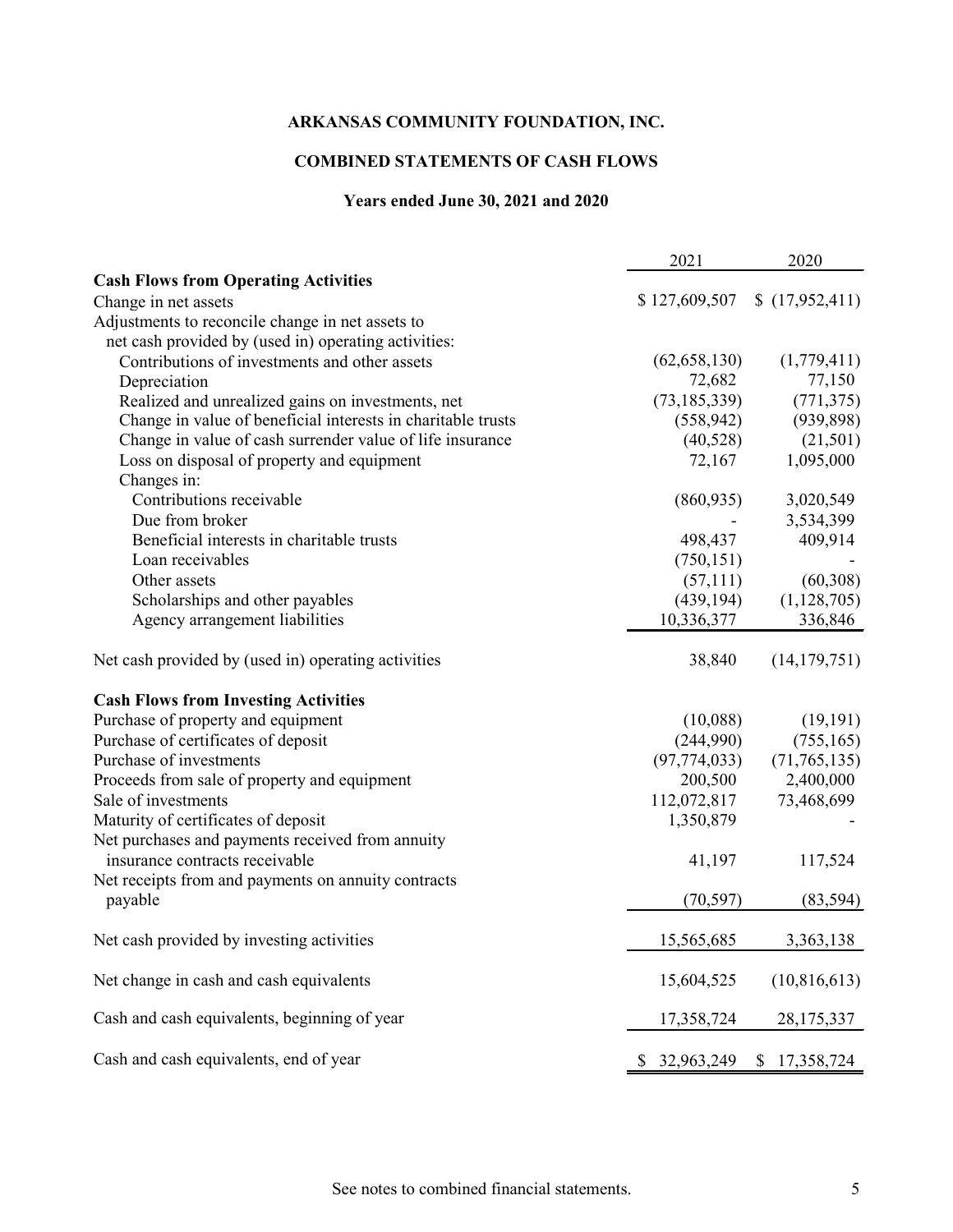# ARKANSAS COMMUNITY FOUNDATION, INC.

## COMBINED STATEMENTS OF CASH FLOWS

### Years ended June 30, 2021 and 2020

| | 2021 | 2020 |
|---|---|---|
| **Cash Flows from Operating Activities** | | |
| Change in net assets | $ 127,609,507 | $ (17,952,411) |
| Adjustments to reconcile change in net assets to net cash provided by (used in) operating activities: | | |
| Contributions of investments and other assets | (62,658,130) | (1,779,411) |
| Depreciation | 72,682 | 77,150 |
| Realized and unrealized gains on investments, net | (73,185,339) | (771,375) |
| Change in value of beneficial interests in charitable trusts | (558,942) | (939,898) |
| Change in value of cash surrender value of life insurance | (40,528) | (21,501) |
| Loss on disposal of property and equipment | 72,167 | 1,095,000 |
| Changes in: | | |
| Contributions receivable | (860,935) | 3,020,549 |
| Due from broker | - | 3,534,399 |
| Beneficial interests in charitable trusts | 498,437 | 409,914 |
| Loan receivables | (750,151) | - |
| Other assets | (57,111) | (60,308) |
| Scholarships and other payables | (439,194) | (1,128,705) |
| Agency arrangement liabilities | 10,336,377 | 336,846 |
| Net cash provided by (used in) operating activities | 38,840 | (14,179,751) |
| **Cash Flows from Investing Activities** | | |
| Purchase of property and equipment | (10,088) | (19,191) |
| Purchase of certificates of deposit | (244,990) | (755,165) |
| Purchase of investments | (97,774,033) | (71,765,135) |
| Proceeds from sale of property and equipment | 200,500 | 2,400,000 |
| Sale of investments | 112,072,817 | 73,468,699 |
| Maturity of certificates of deposit | 1,350,879 | - |
| Net purchases and payments received from annuity insurance contracts receivable | 41,197 | 117,524 |
| Net receipts from and payments on annuity contracts payable | (70,597) | (83,594) |
| Net cash provided by investing activities | 15,565,685 | 3,363,138 |
| Net change in cash and cash equivalents | 15,604,525 | (10,816,613) |
| Cash and cash equivalents, beginning of year | 17,358,724 | 28,175,337 |
| Cash and cash equivalents, end of year | $ 32,963,249 | $ 17,358,724 |

See notes to combined financial statements.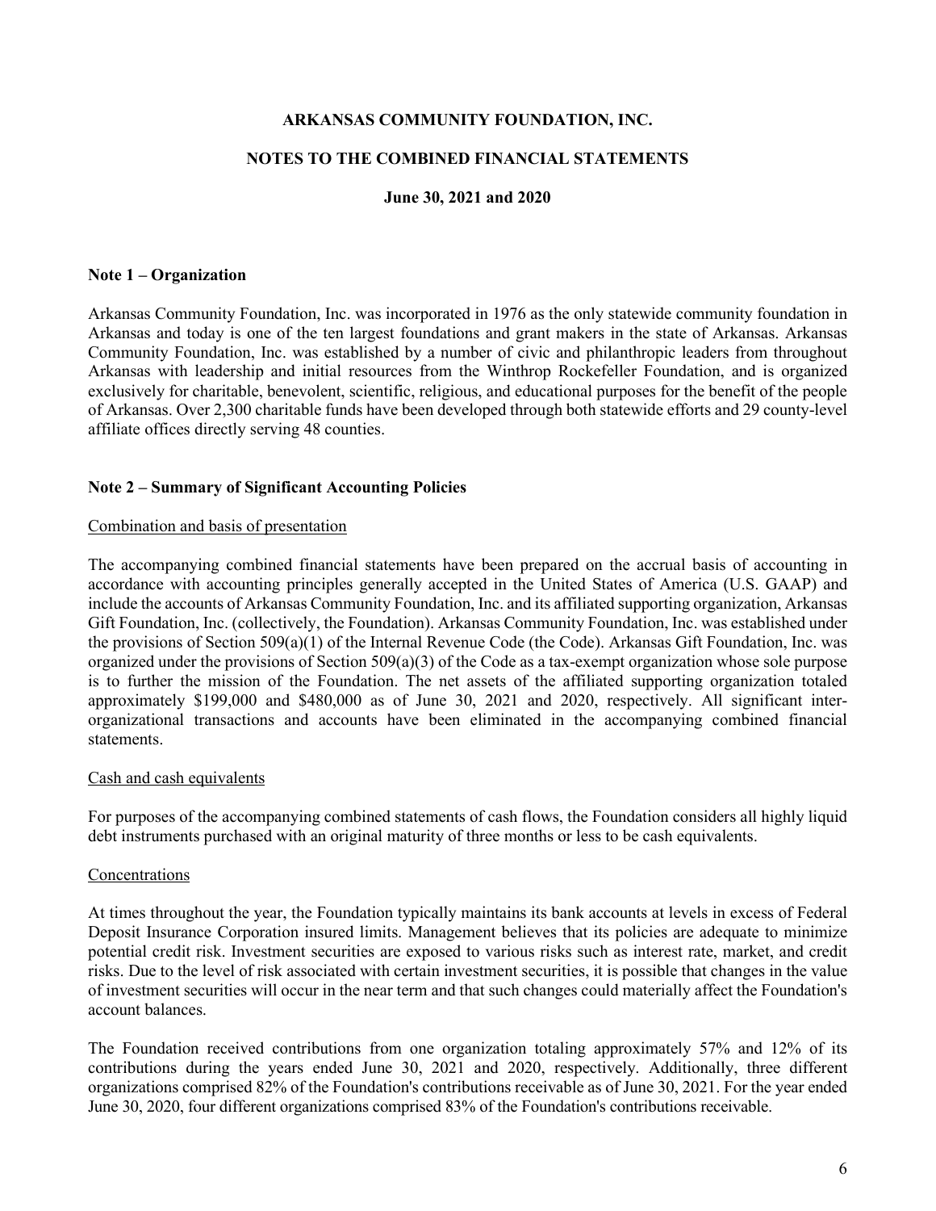# ARKANSAS COMMUNITY FOUNDATION, INC.

## NOTES TO THE COMBINED FINANCIAL STATEMENTS

### June 30, 2021 and 2020

**Note 1 – Organization**

Arkansas Community Foundation, Inc. was incorporated in 1976 as the only statewide community foundation in Arkansas and today is one of the ten largest foundations and grant makers in the state of Arkansas. Arkansas Community Foundation, Inc. was established by a number of civic and philanthropic leaders from throughout Arkansas with leadership and initial resources from the Winthrop Rockefeller Foundation, and is organized exclusively for charitable, benevolent, scientific, religious, and educational purposes for the benefit of the people of Arkansas. Over 2,300 charitable funds have been developed through both statewide efforts and 29 county-level affiliate offices directly serving 48 counties.

**Note 2 – Summary of Significant Accounting Policies**

Combination and basis of presentation

The accompanying combined financial statements have been prepared on the accrual basis of accounting in accordance with accounting principles generally accepted in the United States of America (U.S. GAAP) and include the accounts of Arkansas Community Foundation, Inc. and its affiliated supporting organization, Arkansas Gift Foundation, Inc. (collectively, the Foundation). Arkansas Community Foundation, Inc. was established under the provisions of Section 509(a)(1) of the Internal Revenue Code (the Code). Arkansas Gift Foundation, Inc. was organized under the provisions of Section 509(a)(3) of the Code as a tax-exempt organization whose sole purpose is to further the mission of the Foundation. The net assets of the affiliated supporting organization totaled approximately $199,000 and $480,000 as of June 30, 2021 and 2020, respectively. All significant inter-organizational transactions and accounts have been eliminated in the accompanying combined financial statements.

Cash and cash equivalents

For purposes of the accompanying combined statements of cash flows, the Foundation considers all highly liquid debt instruments purchased with an original maturity of three months or less to be cash equivalents.

Concentrations

At times throughout the year, the Foundation typically maintains its bank accounts at levels in excess of Federal Deposit Insurance Corporation insured limits. Management believes that its policies are adequate to minimize potential credit risk. Investment securities are exposed to various risks such as interest rate, market, and credit risks. Due to the level of risk associated with certain investment securities, it is possible that changes in the value of investment securities will occur in the near term and that such changes could materially affect the Foundation's account balances.

The Foundation received contributions from one organization totaling approximately 57% and 12% of its contributions during the years ended June 30, 2021 and 2020, respectively. Additionally, three different organizations comprised 82% of the Foundation's contributions receivable as of June 30, 2021. For the year ended June 30, 2020, four different organizations comprised 83% of the Foundation's contributions receivable.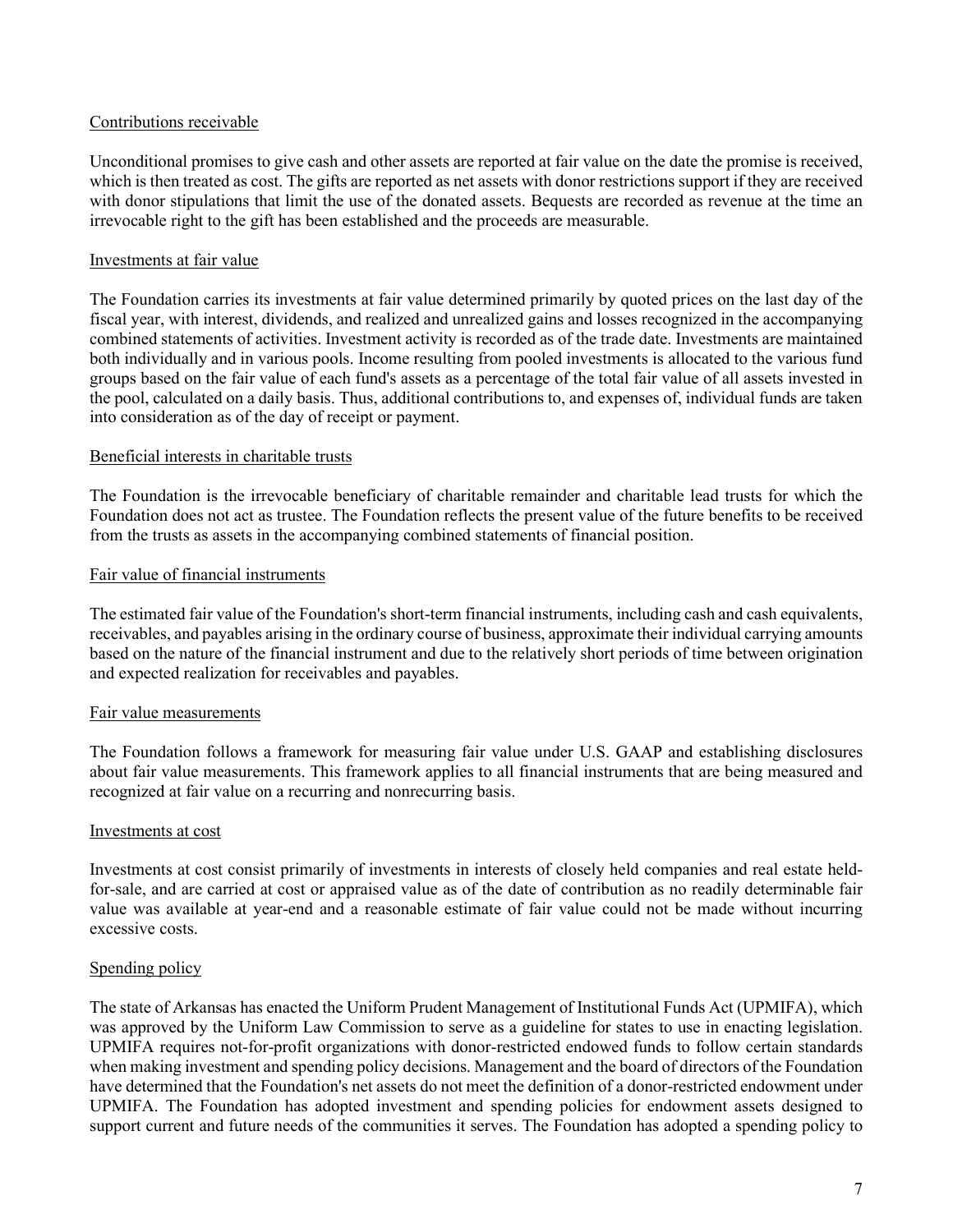Contributions receivable

Unconditional promises to give cash and other assets are reported at fair value on the date the promise is received, which is then treated as cost. The gifts are reported as net assets with donor restrictions support if they are received with donor stipulations that limit the use of the donated assets. Bequests are recorded as revenue at the time an irrevocable right to the gift has been established and the proceeds are measurable.

Investments at fair value

The Foundation carries its investments at fair value determined primarily by quoted prices on the last day of the fiscal year, with interest, dividends, and realized and unrealized gains and losses recognized in the accompanying combined statements of activities. Investment activity is recorded as of the trade date. Investments are maintained both individually and in various pools. Income resulting from pooled investments is allocated to the various fund groups based on the fair value of each fund's assets as a percentage of the total fair value of all assets invested in the pool, calculated on a daily basis. Thus, additional contributions to, and expenses of, individual funds are taken into consideration as of the day of receipt or payment.

Beneficial interests in charitable trusts

The Foundation is the irrevocable beneficiary of charitable remainder and charitable lead trusts for which the Foundation does not act as trustee. The Foundation reflects the present value of the future benefits to be received from the trusts as assets in the accompanying combined statements of financial position.

Fair value of financial instruments

The estimated fair value of the Foundation's short-term financial instruments, including cash and cash equivalents, receivables, and payables arising in the ordinary course of business, approximate their individual carrying amounts based on the nature of the financial instrument and due to the relatively short periods of time between origination and expected realization for receivables and payables.

Fair value measurements

The Foundation follows a framework for measuring fair value under U.S. GAAP and establishing disclosures about fair value measurements. This framework applies to all financial instruments that are being measured and recognized at fair value on a recurring and nonrecurring basis.

Investments at cost

Investments at cost consist primarily of investments in interests of closely held companies and real estate held-for-sale, and are carried at cost or appraised value as of the date of contribution as no readily determinable fair value was available at year-end and a reasonable estimate of fair value could not be made without incurring excessive costs.

Spending policy

The state of Arkansas has enacted the Uniform Prudent Management of Institutional Funds Act (UPMIFA), which was approved by the Uniform Law Commission to serve as a guideline for states to use in enacting legislation. UPMIFA requires not-for-profit organizations with donor-restricted endowed funds to follow certain standards when making investment and spending policy decisions. Management and the board of directors of the Foundation have determined that the Foundation's net assets do not meet the definition of a donor-restricted endowment under UPMIFA. The Foundation has adopted investment and spending policies for endowment assets designed to support current and future needs of the communities it serves. The Foundation has adopted a spending policy to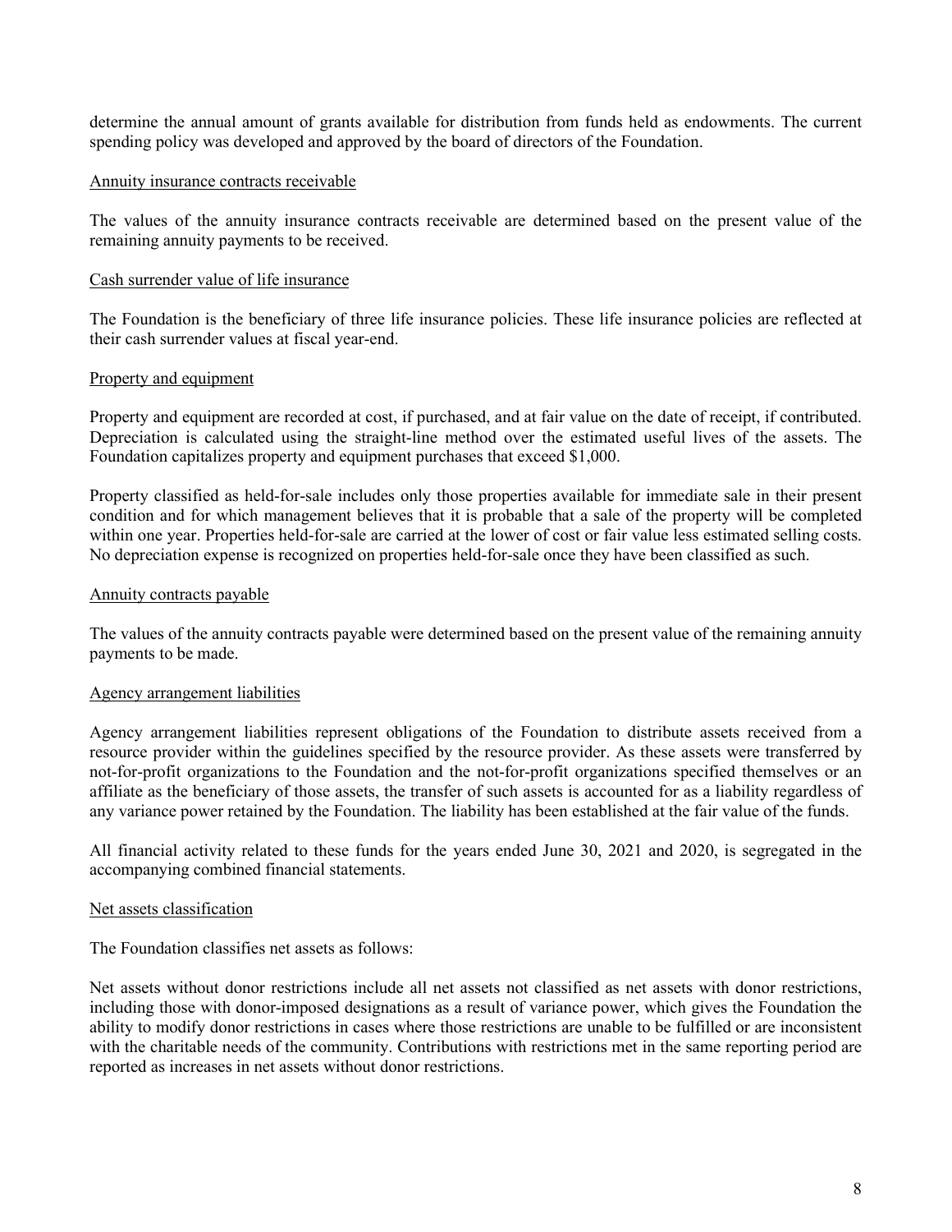determine the annual amount of grants available for distribution from funds held as endowments. The current spending policy was developed and approved by the board of directors of the Foundation.

<u>Annuity insurance contracts receivable</u>

The values of the annuity insurance contracts receivable are determined based on the present value of the remaining annuity payments to be received.

<u>Cash surrender value of life insurance</u>

The Foundation is the beneficiary of three life insurance policies. These life insurance policies are reflected at their cash surrender values at fiscal year-end.

<u>Property and equipment</u>

Property and equipment are recorded at cost, if purchased, and at fair value on the date of receipt, if contributed. Depreciation is calculated using the straight-line method over the estimated useful lives of the assets. The Foundation capitalizes property and equipment purchases that exceed $1,000.

Property classified as held-for-sale includes only those properties available for immediate sale in their present condition and for which management believes that it is probable that a sale of the property will be completed within one year. Properties held-for-sale are carried at the lower of cost or fair value less estimated selling costs. No depreciation expense is recognized on properties held-for-sale once they have been classified as such.

<u>Annuity contracts payable</u>

The values of the annuity contracts payable were determined based on the present value of the remaining annuity payments to be made.

<u>Agency arrangement liabilities</u>

Agency arrangement liabilities represent obligations of the Foundation to distribute assets received from a resource provider within the guidelines specified by the resource provider. As these assets were transferred by not-for-profit organizations to the Foundation and the not-for-profit organizations specified themselves or an affiliate as the beneficiary of those assets, the transfer of such assets is accounted for as a liability regardless of any variance power retained by the Foundation. The liability has been established at the fair value of the funds.

All financial activity related to these funds for the years ended June 30, 2021 and 2020, is segregated in the accompanying combined financial statements.

<u>Net assets classification</u>

The Foundation classifies net assets as follows:

Net assets without donor restrictions include all net assets not classified as net assets with donor restrictions, including those with donor-imposed designations as a result of variance power, which gives the Foundation the ability to modify donor restrictions in cases where those restrictions are unable to be fulfilled or are inconsistent with the charitable needs of the community. Contributions with restrictions met in the same reporting period are reported as increases in net assets without donor restrictions.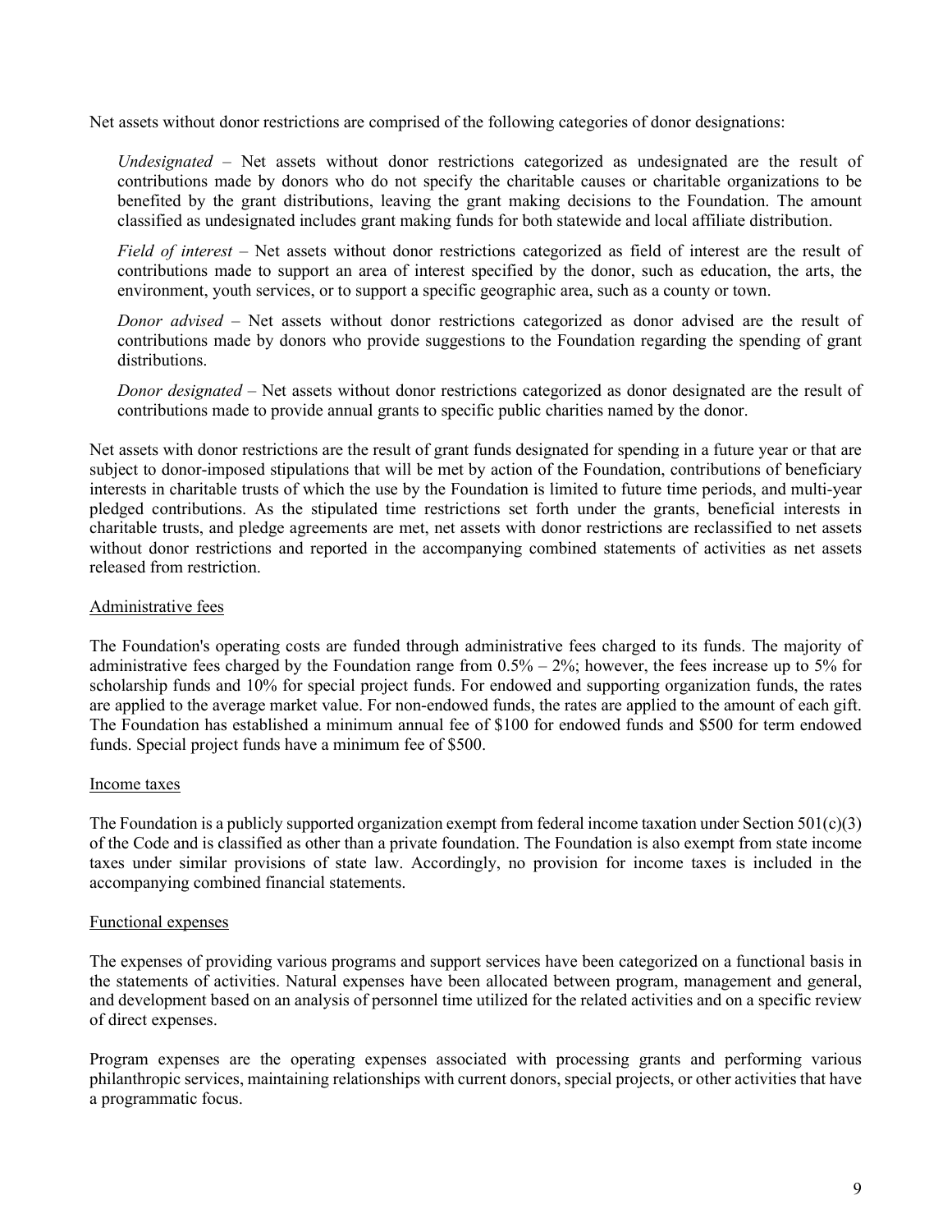Net assets without donor restrictions are comprised of the following categories of donor designations:

*Undesignated* – Net assets without donor restrictions categorized as undesignated are the result of contributions made by donors who do not specify the charitable causes or charitable organizations to be benefited by the grant distributions, leaving the grant making decisions to the Foundation. The amount classified as undesignated includes grant making funds for both statewide and local affiliate distribution.

*Field of interest* – Net assets without donor restrictions categorized as field of interest are the result of contributions made to support an area of interest specified by the donor, such as education, the arts, the environment, youth services, or to support a specific geographic area, such as a county or town.

*Donor advised* – Net assets without donor restrictions categorized as donor advised are the result of contributions made by donors who provide suggestions to the Foundation regarding the spending of grant distributions.

*Donor designated* – Net assets without donor restrictions categorized as donor designated are the result of contributions made to provide annual grants to specific public charities named by the donor.

Net assets with donor restrictions are the result of grant funds designated for spending in a future year or that are subject to donor-imposed stipulations that will be met by action of the Foundation, contributions of beneficiary interests in charitable trusts of which the use by the Foundation is limited to future time periods, and multi-year pledged contributions. As the stipulated time restrictions set forth under the grants, beneficial interests in charitable trusts, and pledge agreements are met, net assets with donor restrictions are reclassified to net assets without donor restrictions and reported in the accompanying combined statements of activities as net assets released from restriction.

## Administrative fees

The Foundation's operating costs are funded through administrative fees charged to its funds. The majority of administrative fees charged by the Foundation range from 0.5% – 2%; however, the fees increase up to 5% for scholarship funds and 10% for special project funds. For endowed and supporting organization funds, the rates are applied to the average market value. For non-endowed funds, the rates are applied to the amount of each gift. The Foundation has established a minimum annual fee of $100 for endowed funds and $500 for term endowed funds. Special project funds have a minimum fee of $500.

## Income taxes

The Foundation is a publicly supported organization exempt from federal income taxation under Section 501(c)(3) of the Code and is classified as other than a private foundation. The Foundation is also exempt from state income taxes under similar provisions of state law. Accordingly, no provision for income taxes is included in the accompanying combined financial statements.

## Functional expenses

The expenses of providing various programs and support services have been categorized on a functional basis in the statements of activities. Natural expenses have been allocated between program, management and general, and development based on an analysis of personnel time utilized for the related activities and on a specific review of direct expenses.

Program expenses are the operating expenses associated with processing grants and performing various philanthropic services, maintaining relationships with current donors, special projects, or other activities that have a programmatic focus.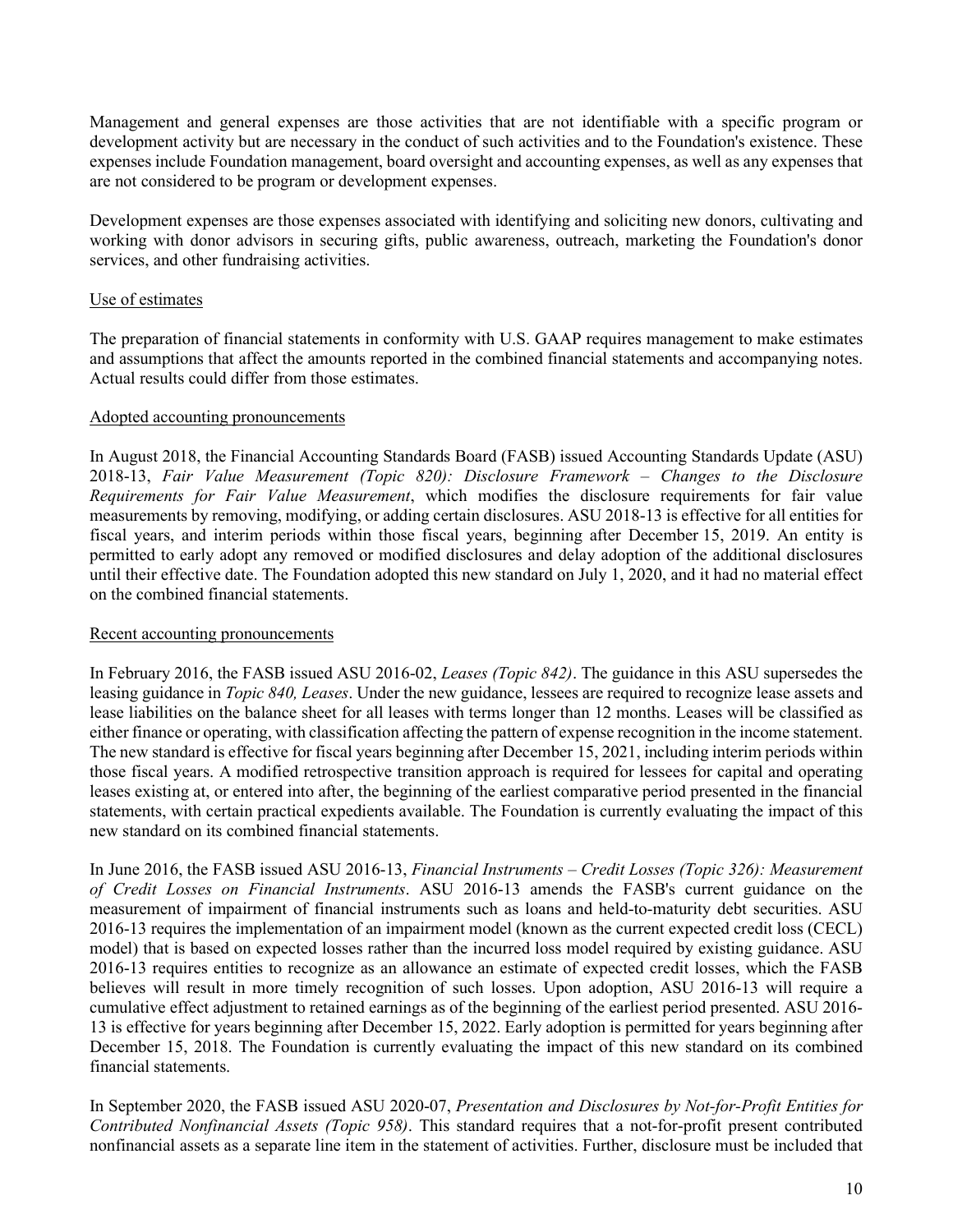Management and general expenses are those activities that are not identifiable with a specific program or development activity but are necessary in the conduct of such activities and to the Foundation's existence. These expenses include Foundation management, board oversight and accounting expenses, as well as any expenses that are not considered to be program or development expenses.

Development expenses are those expenses associated with identifying and soliciting new donors, cultivating and working with donor advisors in securing gifts, public awareness, outreach, marketing the Foundation's donor services, and other fundraising activities.

Use of estimates

The preparation of financial statements in conformity with U.S. GAAP requires management to make estimates and assumptions that affect the amounts reported in the combined financial statements and accompanying notes. Actual results could differ from those estimates.

Adopted accounting pronouncements

In August 2018, the Financial Accounting Standards Board (FASB) issued Accounting Standards Update (ASU) 2018-13, *Fair Value Measurement (Topic 820): Disclosure Framework – Changes to the Disclosure Requirements for Fair Value Measurement*, which modifies the disclosure requirements for fair value measurements by removing, modifying, or adding certain disclosures. ASU 2018-13 is effective for all entities for fiscal years, and interim periods within those fiscal years, beginning after December 15, 2019. An entity is permitted to early adopt any removed or modified disclosures and delay adoption of the additional disclosures until their effective date. The Foundation adopted this new standard on July 1, 2020, and it had no material effect on the combined financial statements.

Recent accounting pronouncements

In February 2016, the FASB issued ASU 2016-02, *Leases (Topic 842)*. The guidance in this ASU supersedes the leasing guidance in *Topic 840, Leases*. Under the new guidance, lessees are required to recognize lease assets and lease liabilities on the balance sheet for all leases with terms longer than 12 months. Leases will be classified as either finance or operating, with classification affecting the pattern of expense recognition in the income statement. The new standard is effective for fiscal years beginning after December 15, 2021, including interim periods within those fiscal years. A modified retrospective transition approach is required for lessees for capital and operating leases existing at, or entered into after, the beginning of the earliest comparative period presented in the financial statements, with certain practical expedients available. The Foundation is currently evaluating the impact of this new standard on its combined financial statements.

In June 2016, the FASB issued ASU 2016-13, *Financial Instruments – Credit Losses (Topic 326): Measurement of Credit Losses on Financial Instruments*. ASU 2016-13 amends the FASB's current guidance on the measurement of impairment of financial instruments such as loans and held-to-maturity debt securities. ASU 2016-13 requires the implementation of an impairment model (known as the current expected credit loss (CECL) model) that is based on expected losses rather than the incurred loss model required by existing guidance. ASU 2016-13 requires entities to recognize as an allowance an estimate of expected credit losses, which the FASB believes will result in more timely recognition of such losses. Upon adoption, ASU 2016-13 will require a cumulative effect adjustment to retained earnings as of the beginning of the earliest period presented. ASU 2016-13 is effective for years beginning after December 15, 2022. Early adoption is permitted for years beginning after December 15, 2018. The Foundation is currently evaluating the impact of this new standard on its combined financial statements.

In September 2020, the FASB issued ASU 2020-07, *Presentation and Disclosures by Not-for-Profit Entities for Contributed Nonfinancial Assets (Topic 958)*. This standard requires that a not-for-profit present contributed nonfinancial assets as a separate line item in the statement of activities. Further, disclosure must be included that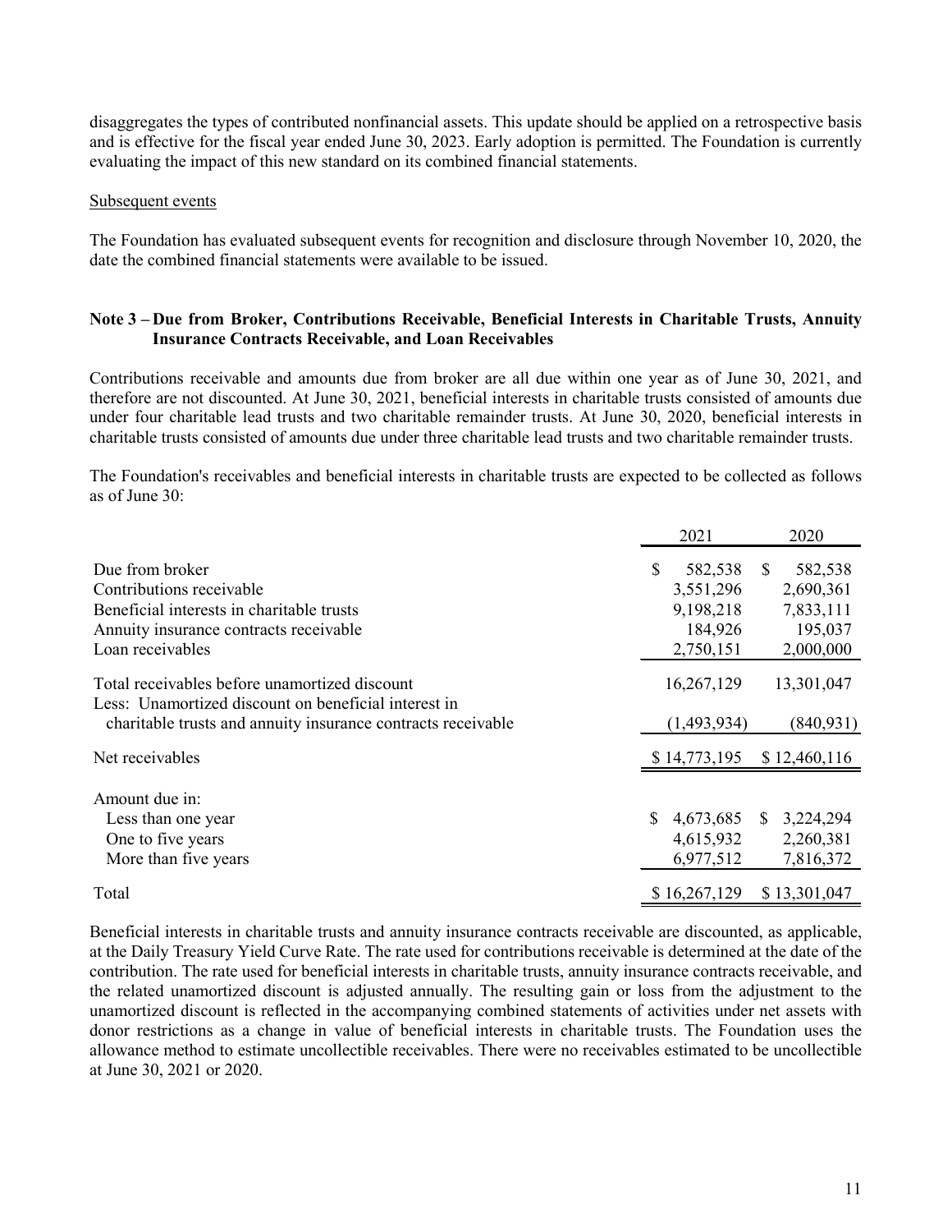disaggregates the types of contributed nonfinancial assets. This update should be applied on a retrospective basis and is effective for the fiscal year ended June 30, 2023. Early adoption is permitted. The Foundation is currently evaluating the impact of this new standard on its combined financial statements.

Subsequent events

The Foundation has evaluated subsequent events for recognition and disclosure through November 10, 2020, the date the combined financial statements were available to be issued.

## Note 3 – Due from Broker, Contributions Receivable, Beneficial Interests in Charitable Trusts, Annuity Insurance Contracts Receivable, and Loan Receivables

Contributions receivable and amounts due from broker are all due within one year as of June 30, 2021, and therefore are not discounted. At June 30, 2021, beneficial interests in charitable trusts consisted of amounts due under four charitable lead trusts and two charitable remainder trusts. At June 30, 2020, beneficial interests in charitable trusts consisted of amounts due under three charitable lead trusts and two charitable remainder trusts.

The Foundation's receivables and beneficial interests in charitable trusts are expected to be collected as follows as of June 30:

| | 2021 | 2020 |
|---|---|---|
| Due from broker | $ 582,538 | $ 582,538 |
| Contributions receivable | 3,551,296 | 2,690,361 |
| Beneficial interests in charitable trusts | 9,198,218 | 7,833,111 |
| Annuity insurance contracts receivable | 184,926 | 195,037 |
| Loan receivables | 2,750,151 | 2,000,000 |
| Total receivables before unamortized discount | 16,267,129 | 13,301,047 |
| Less: Unamortized discount on beneficial interest in charitable trusts and annuity insurance contracts receivable | (1,493,934) | (840,931) |
| Net receivables | $ 14,773,195 | $ 12,460,116 |
| Amount due in: | | |
| Less than one year | $ 4,673,685 | $ 3,224,294 |
| One to five years | 4,615,932 | 2,260,381 |
| More than five years | 6,977,512 | 7,816,372 |
| Total | $ 16,267,129 | $ 13,301,047 |

Beneficial interests in charitable trusts and annuity insurance contracts receivable are discounted, as applicable, at the Daily Treasury Yield Curve Rate. The rate used for contributions receivable is determined at the date of the contribution. The rate used for beneficial interests in charitable trusts, annuity insurance contracts receivable, and the related unamortized discount is adjusted annually. The resulting gain or loss from the adjustment to the unamortized discount is reflected in the accompanying combined statements of activities under net assets with donor restrictions as a change in value of beneficial interests in charitable trusts. The Foundation uses the allowance method to estimate uncollectible receivables. There were no receivables estimated to be uncollectible at June 30, 2021 or 2020.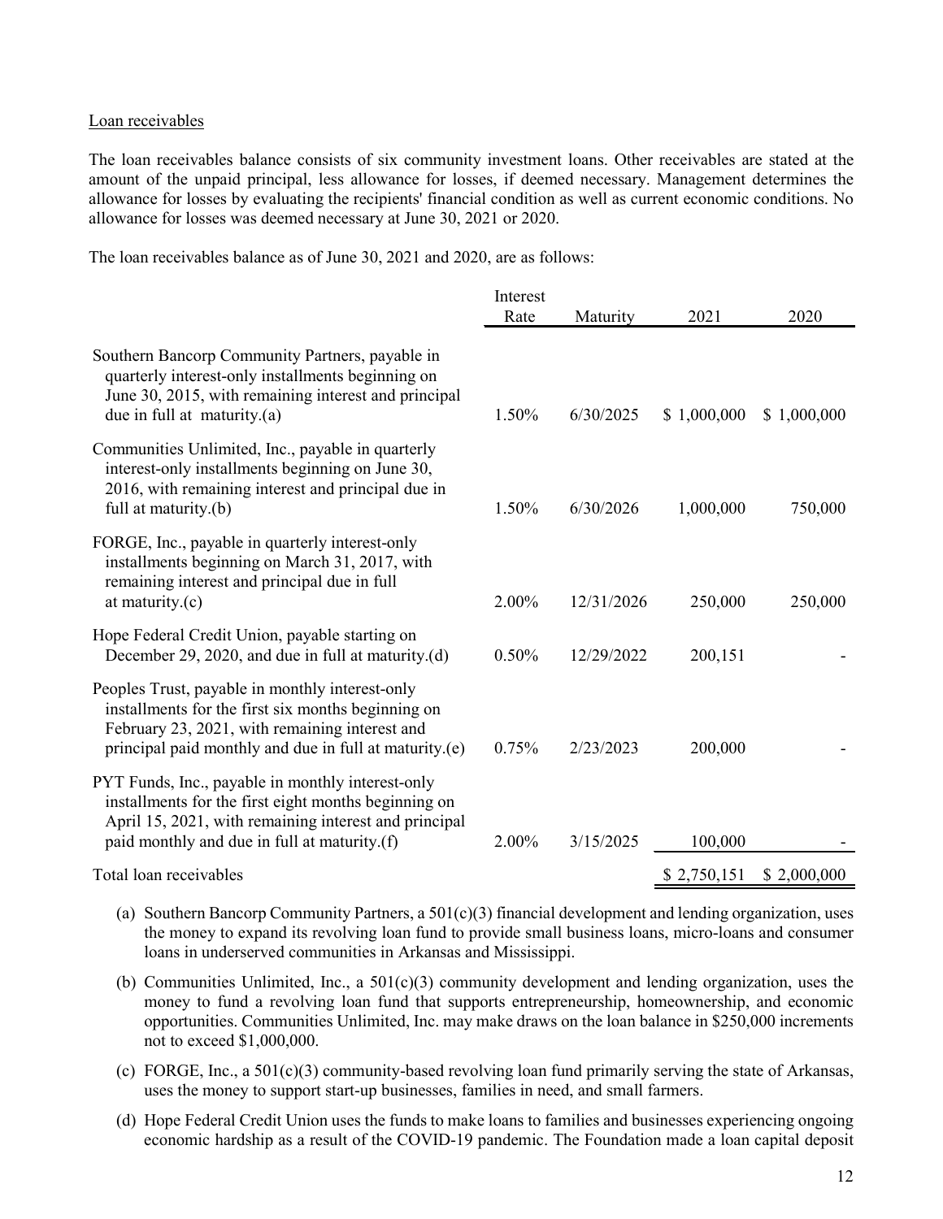Loan receivables

The loan receivables balance consists of six community investment loans. Other receivables are stated at the amount of the unpaid principal, less allowance for losses, if deemed necessary. Management determines the allowance for losses by evaluating the recipients' financial condition as well as current economic conditions. No allowance for losses was deemed necessary at June 30, 2021 or 2020.

The loan receivables balance as of June 30, 2021 and 2020, are as follows:

| | Interest Rate | Maturity | 2021 | 2020 |
|---|---|---|---|---|
| Southern Bancorp Community Partners, payable in quarterly interest-only installments beginning on June 30, 2015, with remaining interest and principal due in full at maturity.(a) | 1.50% | 6/30/2025 | $ 1,000,000 | $ 1,000,000 |
| Communities Unlimited, Inc., payable in quarterly interest-only installments beginning on June 30, 2016, with remaining interest and principal due in full at maturity.(b) | 1.50% | 6/30/2026 | 1,000,000 | 750,000 |
| FORGE, Inc., payable in quarterly interest-only installments beginning on March 31, 2017, with remaining interest and principal due in full at maturity.(c) | 2.00% | 12/31/2026 | 250,000 | 250,000 |
| Hope Federal Credit Union, payable starting on December 29, 2020, and due in full at maturity.(d) | 0.50% | 12/29/2022 | 200,151 | - |
| Peoples Trust, payable in monthly interest-only installments for the first six months beginning on February 23, 2021, with remaining interest and principal paid monthly and due in full at maturity.(e) | 0.75% | 2/23/2023 | 200,000 | - |
| PYT Funds, Inc., payable in monthly interest-only installments for the first eight months beginning on April 15, 2021, with remaining interest and principal paid monthly and due in full at maturity.(f) | 2.00% | 3/15/2025 | 100,000 | - |
| Total loan receivables | | | $ 2,750,151 | $ 2,000,000 |

(a) Southern Bancorp Community Partners, a 501(c)(3) financial development and lending organization, uses the money to expand its revolving loan fund to provide small business loans, micro-loans and consumer loans in underserved communities in Arkansas and Mississippi.

(b) Communities Unlimited, Inc., a 501(c)(3) community development and lending organization, uses the money to fund a revolving loan fund that supports entrepreneurship, homeownership, and economic opportunities. Communities Unlimited, Inc. may make draws on the loan balance in $250,000 increments not to exceed $1,000,000.

(c) FORGE, Inc., a 501(c)(3) community-based revolving loan fund primarily serving the state of Arkansas, uses the money to support start-up businesses, families in need, and small farmers.

(d) Hope Federal Credit Union uses the funds to make loans to families and businesses experiencing ongoing economic hardship as a result of the COVID-19 pandemic. The Foundation made a loan capital deposit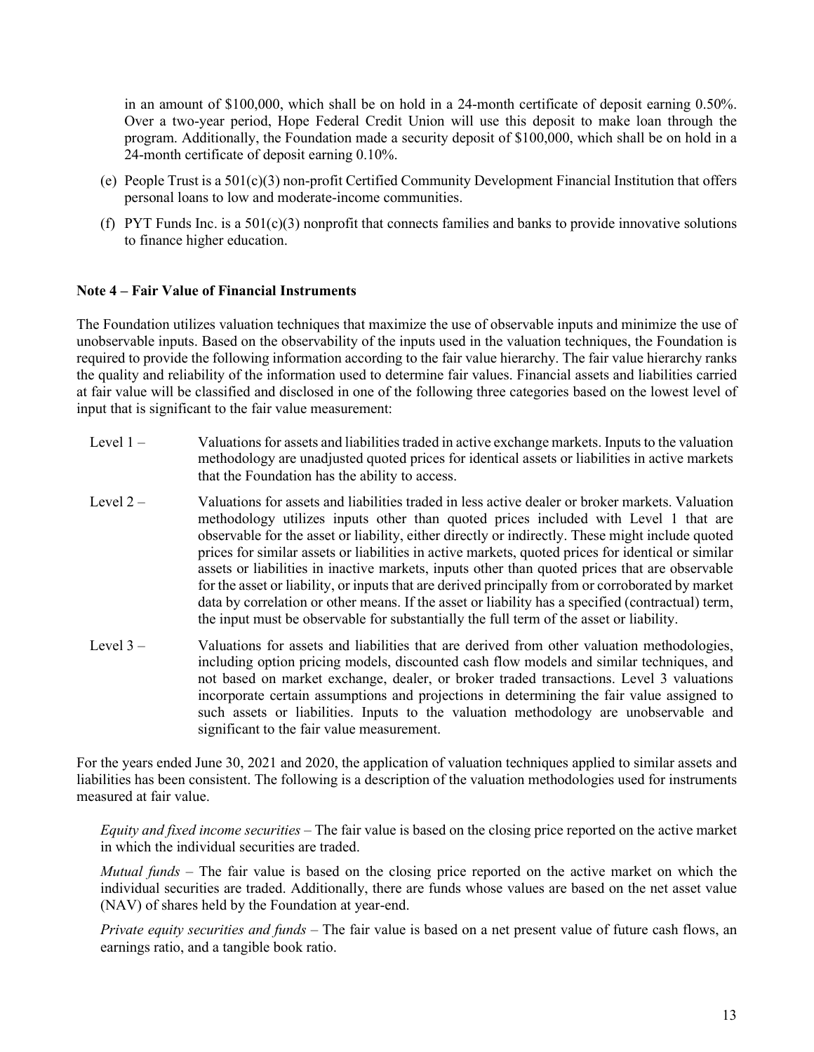in an amount of $100,000, which shall be on hold in a 24-month certificate of deposit earning 0.50%. Over a two-year period, Hope Federal Credit Union will use this deposit to make loan through the program. Additionally, the Foundation made a security deposit of $100,000, which shall be on hold in a 24-month certificate of deposit earning 0.10%.

(e) People Trust is a 501(c)(3) non-profit Certified Community Development Financial Institution that offers personal loans to low and moderate-income communities.

(f) PYT Funds Inc. is a 501(c)(3) nonprofit that connects families and banks to provide innovative solutions to finance higher education.

**Note 4 – Fair Value of Financial Instruments**

The Foundation utilizes valuation techniques that maximize the use of observable inputs and minimize the use of unobservable inputs. Based on the observability of the inputs used in the valuation techniques, the Foundation is required to provide the following information according to the fair value hierarchy. The fair value hierarchy ranks the quality and reliability of the information used to determine fair values. Financial assets and liabilities carried at fair value will be classified and disclosed in one of the following three categories based on the lowest level of input that is significant to the fair value measurement:

Level 1 – Valuations for assets and liabilities traded in active exchange markets. Inputs to the valuation methodology are unadjusted quoted prices for identical assets or liabilities in active markets that the Foundation has the ability to access.

Level 2 – Valuations for assets and liabilities traded in less active dealer or broker markets. Valuation methodology utilizes inputs other than quoted prices included with Level 1 that are observable for the asset or liability, either directly or indirectly. These might include quoted prices for similar assets or liabilities in active markets, quoted prices for identical or similar assets or liabilities in inactive markets, inputs other than quoted prices that are observable for the asset or liability, or inputs that are derived principally from or corroborated by market data by correlation or other means. If the asset or liability has a specified (contractual) term, the input must be observable for substantially the full term of the asset or liability.

Level 3 – Valuations for assets and liabilities that are derived from other valuation methodologies, including option pricing models, discounted cash flow models and similar techniques, and not based on market exchange, dealer, or broker traded transactions. Level 3 valuations incorporate certain assumptions and projections in determining the fair value assigned to such assets or liabilities. Inputs to the valuation methodology are unobservable and significant to the fair value measurement.

For the years ended June 30, 2021 and 2020, the application of valuation techniques applied to similar assets and liabilities has been consistent. The following is a description of the valuation methodologies used for instruments measured at fair value.

*Equity and fixed income securities* – The fair value is based on the closing price reported on the active market in which the individual securities are traded.

*Mutual funds* – The fair value is based on the closing price reported on the active market on which the individual securities are traded. Additionally, there are funds whose values are based on the net asset value (NAV) of shares held by the Foundation at year-end.

*Private equity securities and funds* – The fair value is based on a net present value of future cash flows, an earnings ratio, and a tangible book ratio.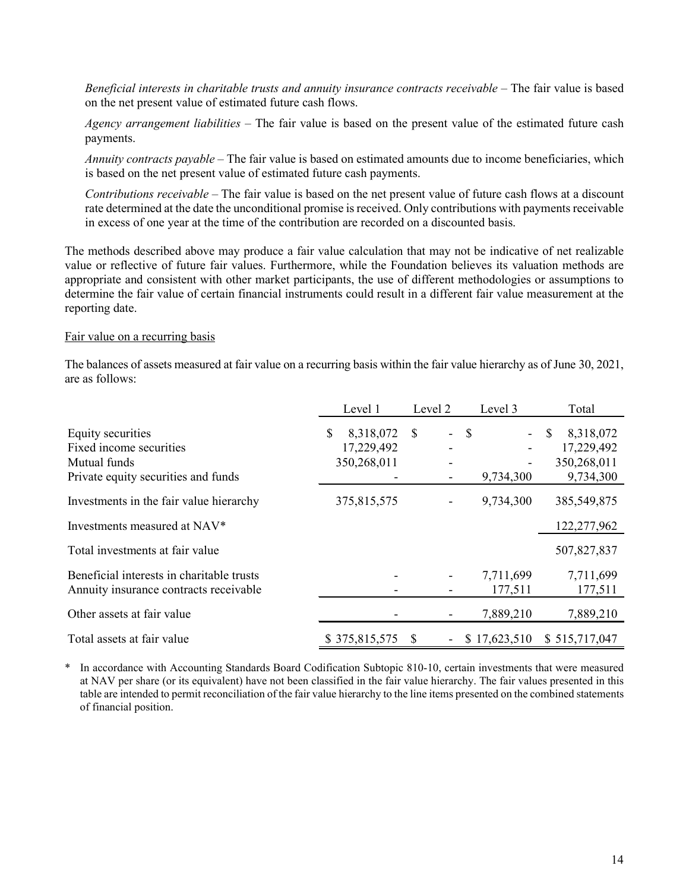*Beneficial interests in charitable trusts and annuity insurance contracts receivable* – The fair value is based on the net present value of estimated future cash flows.

*Agency arrangement liabilities* – The fair value is based on the present value of the estimated future cash payments.

*Annuity contracts payable* – The fair value is based on estimated amounts due to income beneficiaries, which is based on the net present value of estimated future cash payments.

*Contributions receivable* – The fair value is based on the net present value of future cash flows at a discount rate determined at the date the unconditional promise is received. Only contributions with payments receivable in excess of one year at the time of the contribution are recorded on a discounted basis.

The methods described above may produce a fair value calculation that may not be indicative of net realizable value or reflective of future fair values. Furthermore, while the Foundation believes its valuation methods are appropriate and consistent with other market participants, the use of different methodologies or assumptions to determine the fair value of certain financial instruments could result in a different fair value measurement at the reporting date.

Fair value on a recurring basis

The balances of assets measured at fair value on a recurring basis within the fair value hierarchy as of June 30, 2021, are as follows:

| | Level 1 | Level 2 | Level 3 | Total |
|---|---|---|---|---|
| Equity securities | $ 8,318,072 | $ - | $ - | $ 8,318,072 |
| Fixed income securities | 17,229,492 | - | - | 17,229,492 |
| Mutual funds | 350,268,011 | - | - | 350,268,011 |
| Private equity securities and funds | - | - | 9,734,300 | 9,734,300 |
| Investments in the fair value hierarchy | 375,815,575 | - | 9,734,300 | 385,549,875 |
| Investments measured at NAV* | | | | 122,277,962 |
| Total investments at fair value | | | | 507,827,837 |
| Beneficial interests in charitable trusts | - | - | 7,711,699 | 7,711,699 |
| Annuity insurance contracts receivable | - | - | 177,511 | 177,511 |
| Other assets at fair value | - | - | 7,889,210 | 7,889,210 |
| Total assets at fair value | $ 375,815,575 | $ - | $ 17,623,510 | $ 515,717,047 |

\* In accordance with Accounting Standards Board Codification Subtopic 810-10, certain investments that were measured at NAV per share (or its equivalent) have not been classified in the fair value hierarchy. The fair values presented in this table are intended to permit reconciliation of the fair value hierarchy to the line items presented on the combined statements of financial position.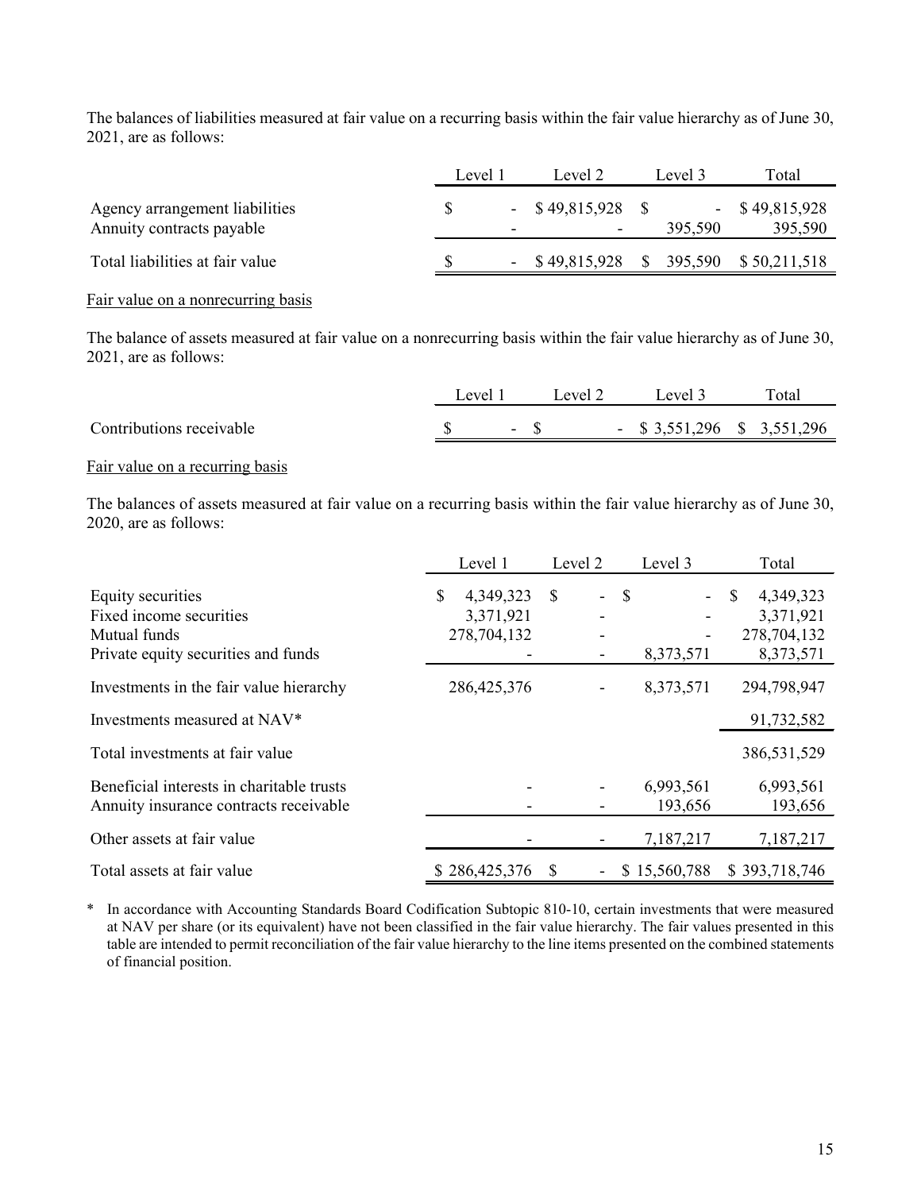The balances of liabilities measured at fair value on a recurring basis within the fair value hierarchy as of June 30, 2021, are as follows:

| | Level 1 | Level 2 | Level 3 | Total |
|---|---|---|---|---|
| Agency arrangement liabilities | $ - | $ 49,815,928 | $ - | $ 49,815,928 |
| Annuity contracts payable | - | - | 395,590 | 395,590 |
| Total liabilities at fair value | $ - | $ 49,815,928 | $ 395,590 | $ 50,211,518 |

Fair value on a nonrecurring basis

The balance of assets measured at fair value on a nonrecurring basis within the fair value hierarchy as of June 30, 2021, are as follows:

| | Level 1 | Level 2 | Level 3 | Total |
|---|---|---|---|---|
| Contributions receivable | $ - | $ - | $ 3,551,296 | $ 3,551,296 |

Fair value on a recurring basis

The balances of assets measured at fair value on a recurring basis within the fair value hierarchy as of June 30, 2020, are as follows:

| | Level 1 | Level 2 | Level 3 | Total |
|---|---|---|---|---|
| Equity securities | $ 4,349,323 | $ - | $ - | $ 4,349,323 |
| Fixed income securities | 3,371,921 | - | - | 3,371,921 |
| Mutual funds | 278,704,132 | - | - | 278,704,132 |
| Private equity securities and funds | - | - | 8,373,571 | 8,373,571 |
| Investments in the fair value hierarchy | 286,425,376 | - | 8,373,571 | 294,798,947 |
| Investments measured at NAV* | | | | 91,732,582 |
| Total investments at fair value | | | | 386,531,529 |
| Beneficial interests in charitable trusts | - | - | 6,993,561 | 6,993,561 |
| Annuity insurance contracts receivable | - | - | 193,656 | 193,656 |
| Other assets at fair value | - | - | 7,187,217 | 7,187,217 |
| Total assets at fair value | $ 286,425,376 | $ - | $ 15,560,788 | $ 393,718,746 |

\* In accordance with Accounting Standards Board Codification Subtopic 810-10, certain investments that were measured at NAV per share (or its equivalent) have not been classified in the fair value hierarchy. The fair values presented in this table are intended to permit reconciliation of the fair value hierarchy to the line items presented on the combined statements of financial position.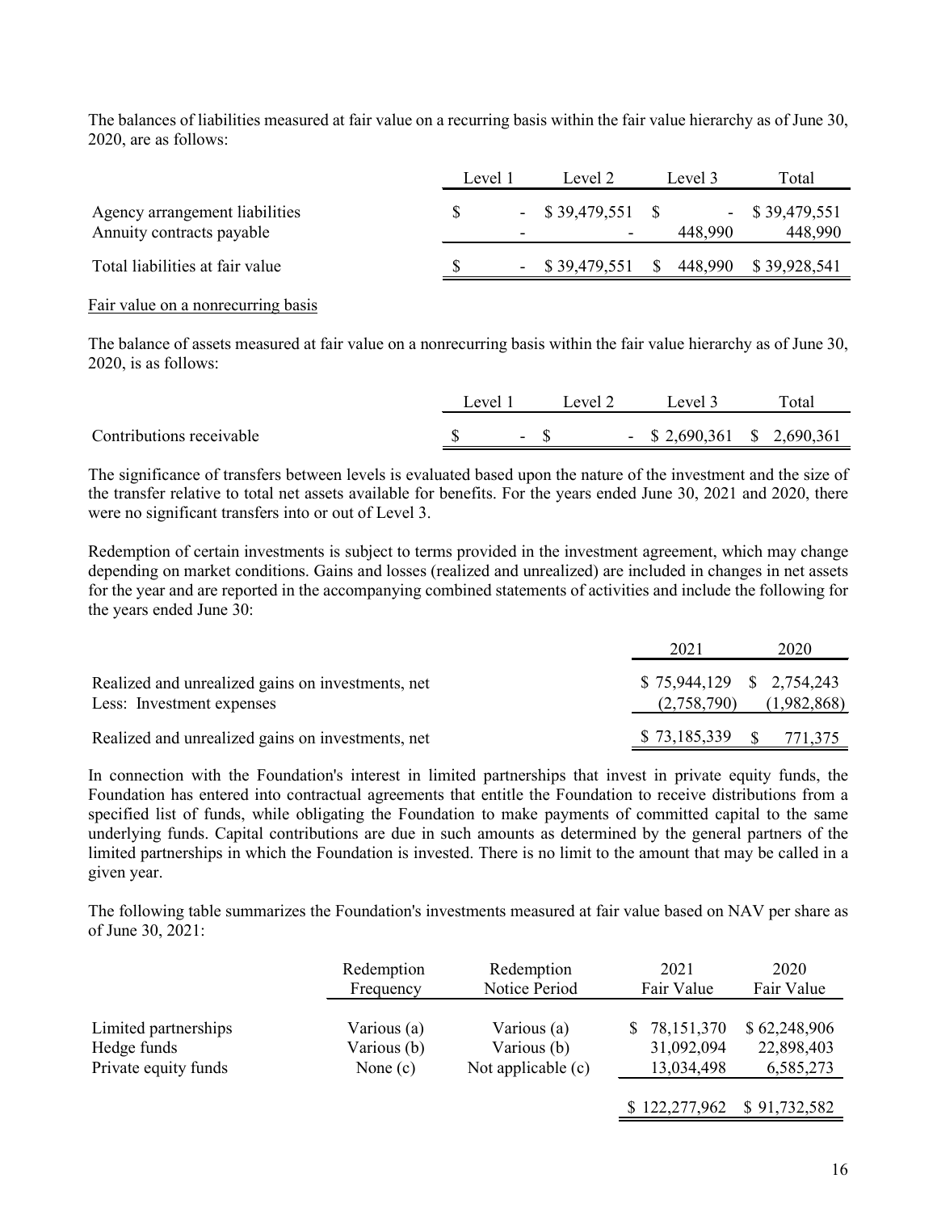The balances of liabilities measured at fair value on a recurring basis within the fair value hierarchy as of June 30, 2020, are as follows:

| | Level 1 | Level 2 | Level 3 | Total |
|---|---|---|---|---|
| Agency arrangement liabilities | $ - | $ 39,479,551 | $ - | $ 39,479,551 |
| Annuity contracts payable | - | - | 448,990 | 448,990 |
| Total liabilities at fair value | $ - | $ 39,479,551 | $ 448,990 | $ 39,928,541 |

Fair value on a nonrecurring basis

The balance of assets measured at fair value on a nonrecurring basis within the fair value hierarchy as of June 30, 2020, is as follows:

| | Level 1 | Level 2 | Level 3 | Total |
|---|---|---|---|---|
| Contributions receivable | $ - | $ - | $ 2,690,361 | $ 2,690,361 |

The significance of transfers between levels is evaluated based upon the nature of the investment and the size of the transfer relative to total net assets available for benefits. For the years ended June 30, 2021 and 2020, there were no significant transfers into or out of Level 3.

Redemption of certain investments is subject to terms provided in the investment agreement, which may change depending on market conditions. Gains and losses (realized and unrealized) are included in changes in net assets for the year and are reported in the accompanying combined statements of activities and include the following for the years ended June 30:

| | 2021 | 2020 |
|---|---|---|
| Realized and unrealized gains on investments, net | $ 75,944,129 | $ 2,754,243 |
| Less: Investment expenses | (2,758,790) | (1,982,868) |
| Realized and unrealized gains on investments, net | $ 73,185,339 | $ 771,375 |

In connection with the Foundation's interest in limited partnerships that invest in private equity funds, the Foundation has entered into contractual agreements that entitle the Foundation to receive distributions from a specified list of funds, while obligating the Foundation to make payments of committed capital to the same underlying funds. Capital contributions are due in such amounts as determined by the general partners of the limited partnerships in which the Foundation is invested. There is no limit to the amount that may be called in a given year.

The following table summarizes the Foundation's investments measured at fair value based on NAV per share as of June 30, 2021:

| | Redemption Frequency | Redemption Notice Period | 2021 Fair Value | 2020 Fair Value |
|---|---|---|---|---|
| Limited partnerships | Various (a) | Various (a) | $ 78,151,370 | $ 62,248,906 |
| Hedge funds | Various (b) | Various (b) | 31,092,094 | 22,898,403 |
| Private equity funds | None (c) | Not applicable (c) | 13,034,498 | 6,585,273 |
| | | | $ 122,277,962 | $ 91,732,582 |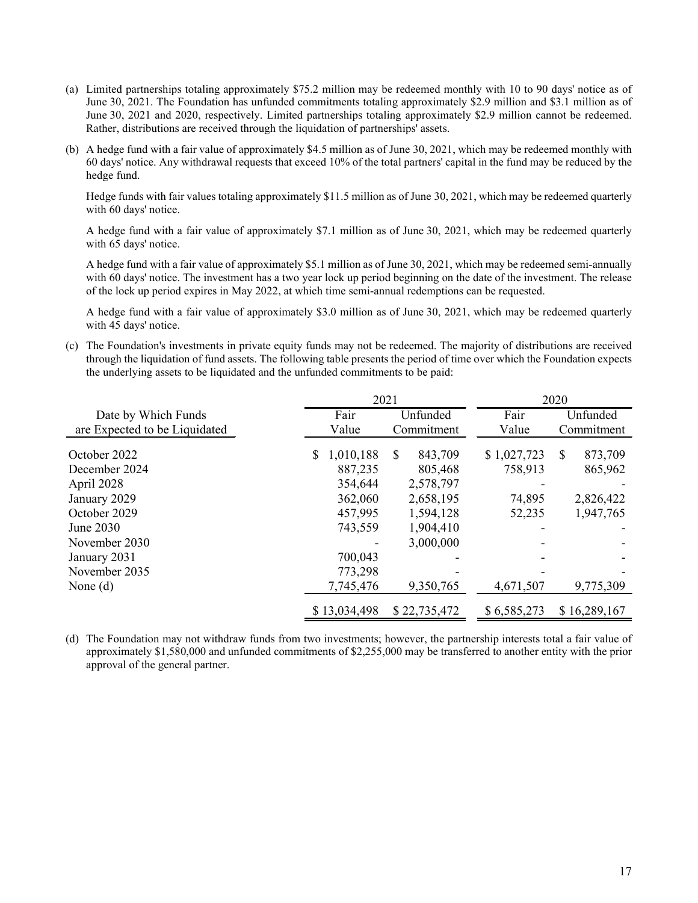(a) Limited partnerships totaling approximately $75.2 million may be redeemed monthly with 10 to 90 days' notice as of June 30, 2021. The Foundation has unfunded commitments totaling approximately $2.9 million and $3.1 million as of June 30, 2021 and 2020, respectively. Limited partnerships totaling approximately $2.9 million cannot be redeemed. Rather, distributions are received through the liquidation of partnerships' assets.

(b) A hedge fund with a fair value of approximately $4.5 million as of June 30, 2021, which may be redeemed monthly with 60 days' notice. Any withdrawal requests that exceed 10% of the total partners' capital in the fund may be reduced by the hedge fund.

Hedge funds with fair values totaling approximately $11.5 million as of June 30, 2021, which may be redeemed quarterly with 60 days' notice.

A hedge fund with a fair value of approximately $7.1 million as of June 30, 2021, which may be redeemed quarterly with 65 days' notice.

A hedge fund with a fair value of approximately $5.1 million as of June 30, 2021, which may be redeemed semi-annually with 60 days' notice. The investment has a two year lock up period beginning on the date of the investment. The release of the lock up period expires in May 2022, at which time semi-annual redemptions can be requested.

A hedge fund with a fair value of approximately $3.0 million as of June 30, 2021, which may be redeemed quarterly with 45 days' notice.

(c) The Foundation's investments in private equity funds may not be redeemed. The majority of distributions are received through the liquidation of fund assets. The following table presents the period of time over which the Foundation expects the underlying assets to be liquidated and the unfunded commitments to be paid:

| | 2021 | | 2020 | |
|---|---|---|---|---|
| Date by Which Funds are Expected to be Liquidated | Fair Value | Unfunded Commitment | Fair Value | Unfunded Commitment |
| October 2022 | $ 1,010,188 | $ 843,709 | $ 1,027,723 | $ 873,709 |
| December 2024 | 887,235 | 805,468 | 758,913 | 865,962 |
| April 2028 | 354,644 | 2,578,797 | - | - |
| January 2029 | 362,060 | 2,658,195 | 74,895 | 2,826,422 |
| October 2029 | 457,995 | 1,594,128 | 52,235 | 1,947,765 |
| June 2030 | 743,559 | 1,904,410 | - | - |
| November 2030 | - | 3,000,000 | - | - |
| January 2031 | 700,043 | - | - | - |
| November 2035 | 773,298 | - | - | - |
| None (d) | 7,745,476 | 9,350,765 | 4,671,507 | 9,775,309 |
| | $ 13,034,498 | $ 22,735,472 | $ 6,585,273 | $ 16,289,167 |

(d) The Foundation may not withdraw funds from two investments; however, the partnership interests total a fair value of approximately $1,580,000 and unfunded commitments of $2,255,000 may be transferred to another entity with the prior approval of the general partner.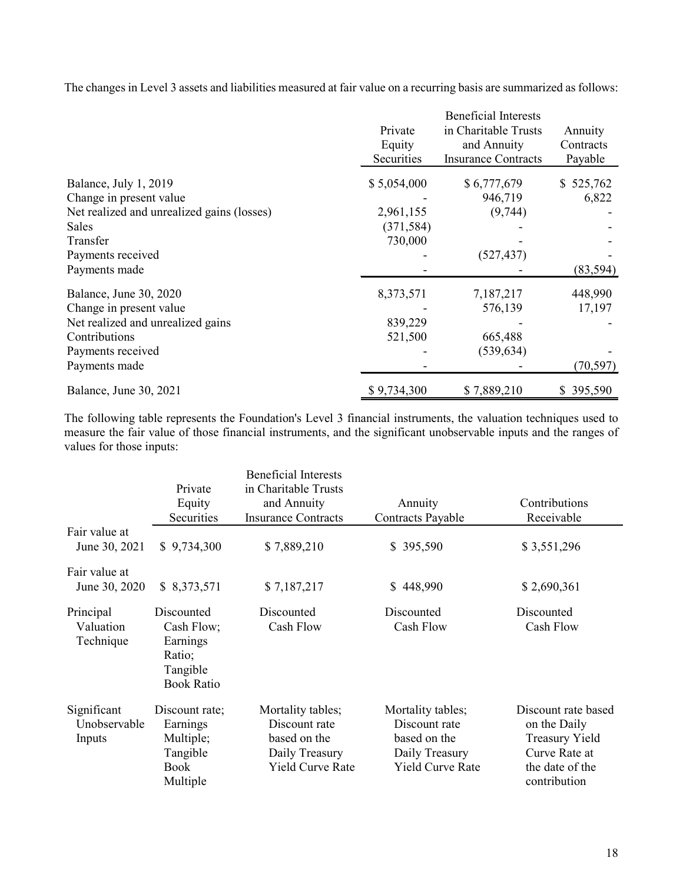The changes in Level 3 assets and liabilities measured at fair value on a recurring basis are summarized as follows:

| | Private Equity Securities | Beneficial Interests in Charitable Trusts and Annuity Insurance Contracts | Annuity Contracts Payable |
|---|---|---|---|
| Balance, July 1, 2019 | $ 5,054,000 | $ 6,777,679 | $ 525,762 |
| Change in present value | - | 946,719 | 6,822 |
| Net realized and unrealized gains (losses) | 2,961,155 | (9,744) | - |
| Sales | (371,584) | - | - |
| Transfer | 730,000 | - | - |
| Payments received | - | (527,437) | - |
| Payments made | - | - | (83,594) |
| Balance, June 30, 2020 | 8,373,571 | 7,187,217 | 448,990 |
| Change in present value | - | 576,139 | 17,197 |
| Net realized and unrealized gains | 839,229 | - | - |
| Contributions | 521,500 | 665,488 | |
| Payments received | - | (539,634) | - |
| Payments made | - | - | (70,597) |
| Balance, June 30, 2021 | $ 9,734,300 | $ 7,889,210 | $ 395,590 |

The following table represents the Foundation's Level 3 financial instruments, the valuation techniques used to measure the fair value of those financial instruments, and the significant unobservable inputs and the ranges of values for those inputs:

| | Private Equity Securities | Beneficial Interests in Charitable Trusts and Annuity Insurance Contracts | Annuity Contracts Payable | Contributions Receivable |
|---|---|---|---|---|
| Fair value at June 30, 2021 | $ 9,734,300 | $ 7,889,210 | $ 395,590 | $ 3,551,296 |
| Fair value at June 30, 2020 | $ 8,373,571 | $ 7,187,217 | $ 448,990 | $ 2,690,361 |
| Principal Valuation Technique | Discounted Cash Flow; Earnings Ratio; Tangible Book Ratio | Discounted Cash Flow | Discounted Cash Flow | Discounted Cash Flow |
| Significant Unobservable Inputs | Discount rate; Earnings Multiple; Tangible Book Multiple | Mortality tables; Discount rate based on the Daily Treasury Yield Curve Rate | Mortality tables; Discount rate based on the Daily Treasury Yield Curve Rate | Discount rate based on the Daily Treasury Yield Curve Rate at the date of the contribution |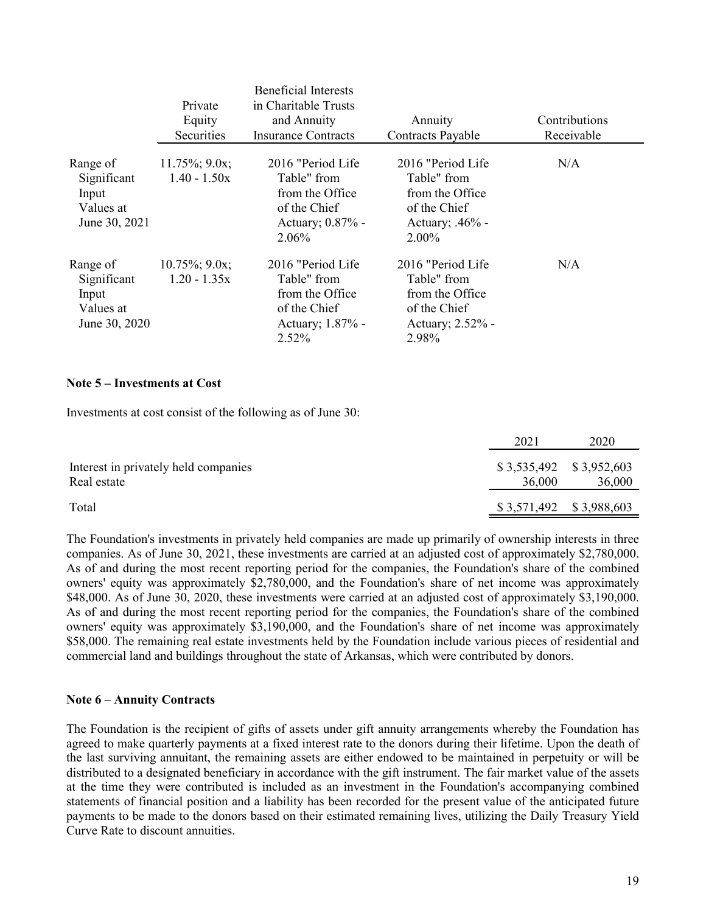| | Private Equity Securities | Beneficial Interests in Charitable Trusts and Annuity Insurance Contracts | Annuity Contracts Payable | Contributions Receivable |
|---|---|---|---|---|
| Range of Significant Input Values at June 30, 2021 | 11.75%; 9.0x; 1.40 - 1.50x | 2016 "Period Life Table" from from the Office of the Chief Actuary; 0.87% - 2.06% | 2016 "Period Life Table" from from the Office of the Chief Actuary; .46% - 2.00% | N/A |
| Range of Significant Input Values at June 30, 2020 | 10.75%; 9.0x; 1.20 - 1.35x | 2016 "Period Life Table" from from the Office of the Chief Actuary; 1.87% - 2.52% | 2016 "Period Life Table" from from the Office of the Chief Actuary; 2.52% - 2.98% | N/A |

**Note 5 – Investments at Cost**

Investments at cost consist of the following as of June 30:

| | 2021 | 2020 |
|---|---|---|
| Interest in privately held companies | $ 3,535,492 | $ 3,952,603 |
| Real estate | 36,000 | 36,000 |
| Total | $ 3,571,492 | $ 3,988,603 |

The Foundation's investments in privately held companies are made up primarily of ownership interests in three companies. As of June 30, 2021, these investments are carried at an adjusted cost of approximately $2,780,000. As of and during the most recent reporting period for the companies, the Foundation's share of the combined owners' equity was approximately $2,780,000, and the Foundation's share of net income was approximately $48,000. As of June 30, 2020, these investments were carried at an adjusted cost of approximately $3,190,000. As of and during the most recent reporting period for the companies, the Foundation's share of the combined owners' equity was approximately $3,190,000, and the Foundation's share of net income was approximately $58,000. The remaining real estate investments held by the Foundation include various pieces of residential and commercial land and buildings throughout the state of Arkansas, which were contributed by donors.

**Note 6 – Annuity Contracts**

The Foundation is the recipient of gifts of assets under gift annuity arrangements whereby the Foundation has agreed to make quarterly payments at a fixed interest rate to the donors during their lifetime. Upon the death of the last surviving annuitant, the remaining assets are either endowed to be maintained in perpetuity or will be distributed to a designated beneficiary in accordance with the gift instrument. The fair market value of the assets at the time they were contributed is included as an investment in the Foundation's accompanying combined statements of financial position and a liability has been recorded for the present value of the anticipated future payments to be made to the donors based on their estimated remaining lives, utilizing the Daily Treasury Yield Curve Rate to discount annuities.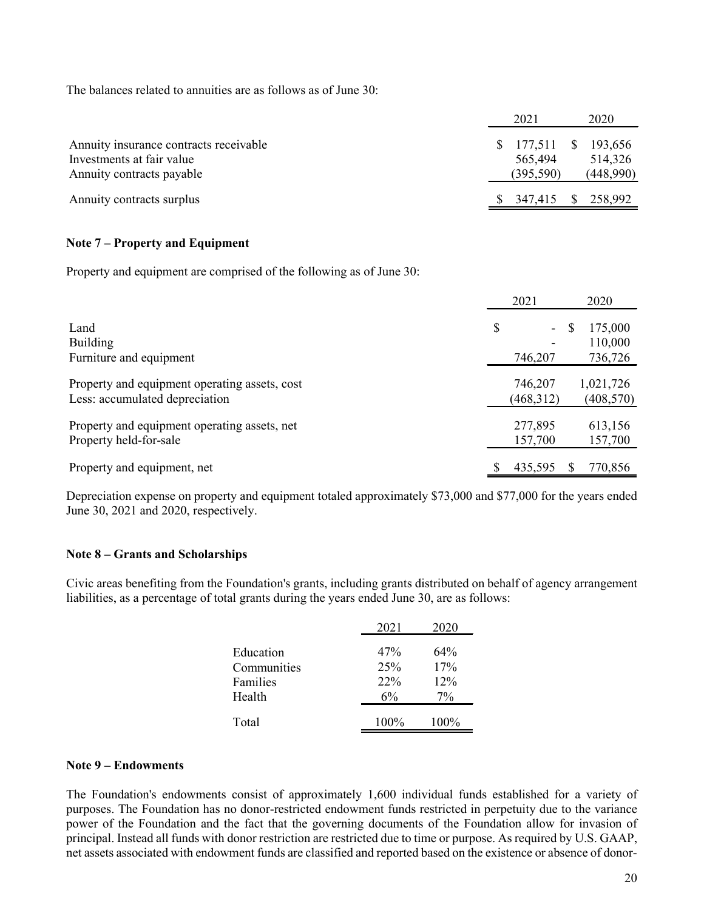The balances related to annuities are as follows as of June 30:

| | 2021 | 2020 |
|---|---|---|
| Annuity insurance contracts receivable | $ 177,511 | $ 193,656 |
| Investments at fair value | 565,494 | 514,326 |
| Annuity contracts payable | (395,590) | (448,990) |
| Annuity contracts surplus | $ 347,415 | $ 258,992 |

**Note 7 – Property and Equipment**

Property and equipment are comprised of the following as of June 30:

| | 2021 | 2020 |
|---|---|---|
| Land | $ - | $ 175,000 |
| Building | - | 110,000 |
| Furniture and equipment | 746,207 | 736,726 |
| Property and equipment operating assets, cost | 746,207 | 1,021,726 |
| Less: accumulated depreciation | (468,312) | (408,570) |
| Property and equipment operating assets, net | 277,895 | 613,156 |
| Property held-for-sale | 157,700 | 157,700 |
| Property and equipment, net | $ 435,595 | $ 770,856 |

Depreciation expense on property and equipment totaled approximately $73,000 and $77,000 for the years ended June 30, 2021 and 2020, respectively.

**Note 8 – Grants and Scholarships**

Civic areas benefiting from the Foundation's grants, including grants distributed on behalf of agency arrangement liabilities, as a percentage of total grants during the years ended June 30, are as follows:

| | 2021 | 2020 |
|---|---|---|
| Education | 47% | 64% |
| Communities | 25% | 17% |
| Families | 22% | 12% |
| Health | 6% | 7% |
| Total | 100% | 100% |

**Note 9 – Endowments**

The Foundation's endowments consist of approximately 1,600 individual funds established for a variety of purposes. The Foundation has no donor-restricted endowment funds restricted in perpetuity due to the variance power of the Foundation and the fact that the governing documents of the Foundation allow for invasion of principal. Instead all funds with donor restriction are restricted due to time or purpose. As required by U.S. GAAP, net assets associated with endowment funds are classified and reported based on the existence or absence of donor-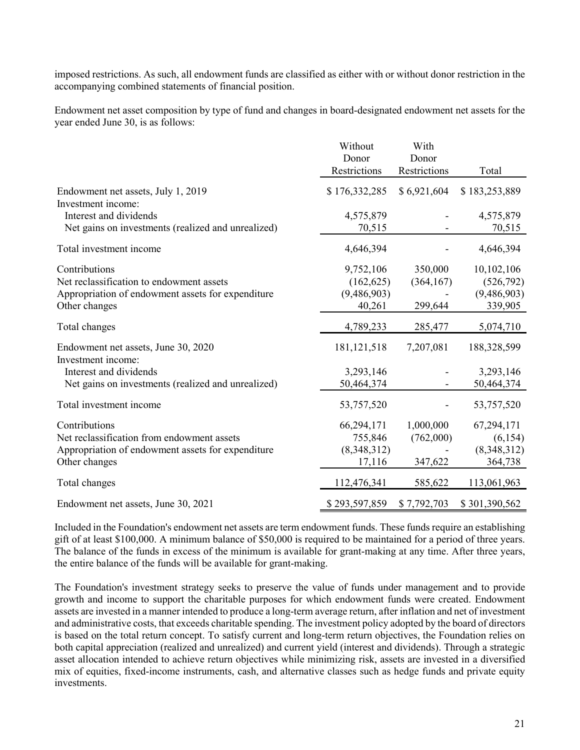imposed restrictions. As such, all endowment funds are classified as either with or without donor restriction in the accompanying combined statements of financial position.

Endowment net asset composition by type of fund and changes in board-designated endowment net assets for the year ended June 30, is as follows:

| | Without Donor Restrictions | With Donor Restrictions | Total |
|---|---|---|---|
| Endowment net assets, July 1, 2019 | $ 176,332,285 | $ 6,921,604 | $ 183,253,889 |
| Investment income: | | | |
| Interest and dividends | 4,575,879 | - | 4,575,879 |
| Net gains on investments (realized and unrealized) | 70,515 | - | 70,515 |
| Total investment income | 4,646,394 | - | 4,646,394 |
| Contributions | 9,752,106 | 350,000 | 10,102,106 |
| Net reclassification to endowment assets | (162,625) | (364,167) | (526,792) |
| Appropriation of endowment assets for expenditure | (9,486,903) | - | (9,486,903) |
| Other changes | 40,261 | 299,644 | 339,905 |
| Total changes | 4,789,233 | 285,477 | 5,074,710 |
| Endowment net assets, June 30, 2020 | 181,121,518 | 7,207,081 | 188,328,599 |
| Investment income: | | | |
| Interest and dividends | 3,293,146 | - | 3,293,146 |
| Net gains on investments (realized and unrealized) | 50,464,374 | - | 50,464,374 |
| Total investment income | 53,757,520 | - | 53,757,520 |
| Contributions | 66,294,171 | 1,000,000 | 67,294,171 |
| Net reclassification from endowment assets | 755,846 | (762,000) | (6,154) |
| Appropriation of endowment assets for expenditure | (8,348,312) | - | (8,348,312) |
| Other changes | 17,116 | 347,622 | 364,738 |
| Total changes | 112,476,341 | 585,622 | 113,061,963 |
| Endowment net assets, June 30, 2021 | $ 293,597,859 | $ 7,792,703 | $ 301,390,562 |

Included in the Foundation's endowment net assets are term endowment funds. These funds require an establishing gift of at least $100,000. A minimum balance of $50,000 is required to be maintained for a period of three years. The balance of the funds in excess of the minimum is available for grant-making at any time. After three years, the entire balance of the funds will be available for grant-making.

The Foundation's investment strategy seeks to preserve the value of funds under management and to provide growth and income to support the charitable purposes for which endowment funds were created. Endowment assets are invested in a manner intended to produce a long-term average return, after inflation and net of investment and administrative costs, that exceeds charitable spending. The investment policy adopted by the board of directors is based on the total return concept. To satisfy current and long-term return objectives, the Foundation relies on both capital appreciation (realized and unrealized) and current yield (interest and dividends). Through a strategic asset allocation intended to achieve return objectives while minimizing risk, assets are invested in a diversified mix of equities, fixed-income instruments, cash, and alternative classes such as hedge funds and private equity investments.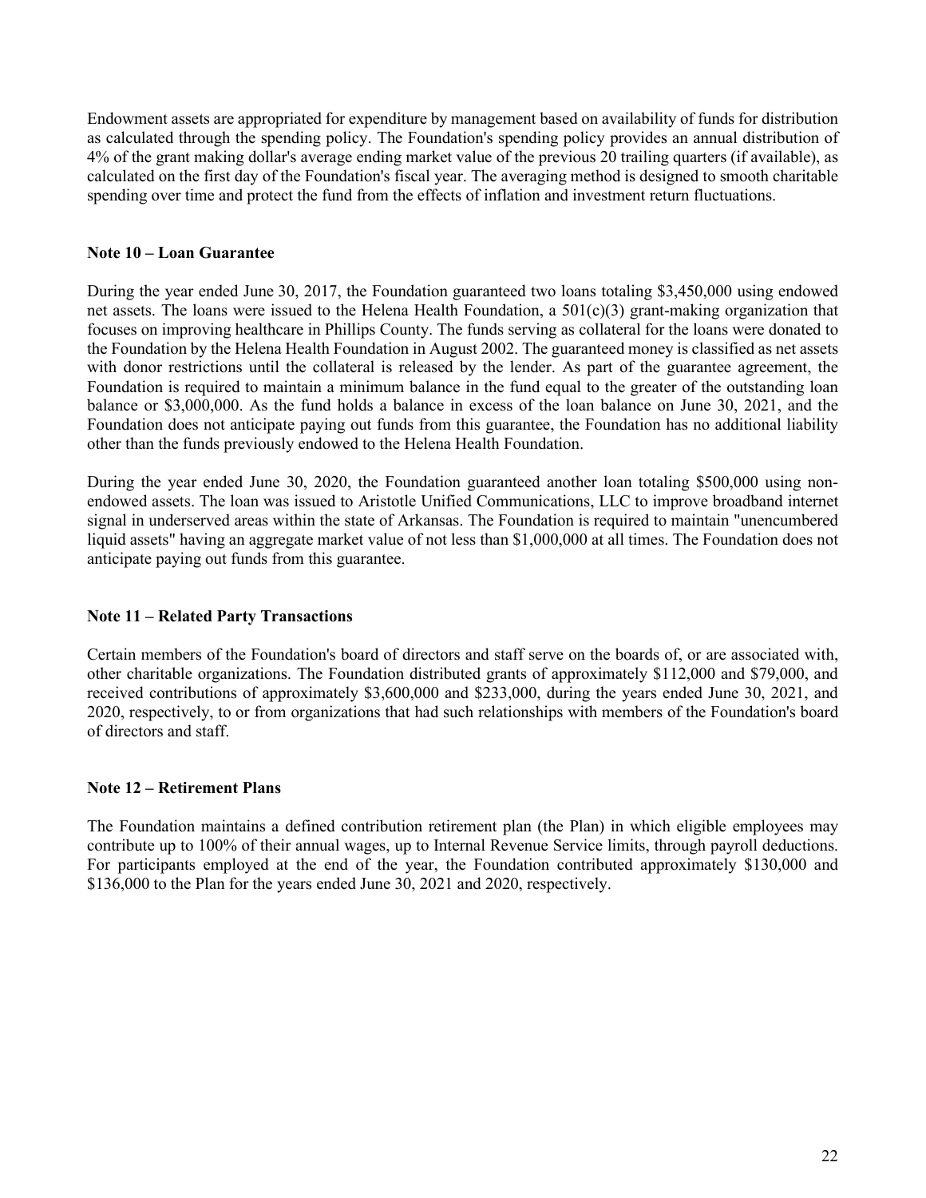Endowment assets are appropriated for expenditure by management based on availability of funds for distribution as calculated through the spending policy. The Foundation's spending policy provides an annual distribution of 4% of the grant making dollar's average ending market value of the previous 20 trailing quarters (if available), as calculated on the first day of the Foundation's fiscal year. The averaging method is designed to smooth charitable spending over time and protect the fund from the effects of inflation and investment return fluctuations.

**Note 10 – Loan Guarantee**

During the year ended June 30, 2017, the Foundation guaranteed two loans totaling $3,450,000 using endowed net assets. The loans were issued to the Helena Health Foundation, a 501(c)(3) grant-making organization that focuses on improving healthcare in Phillips County. The funds serving as collateral for the loans were donated to the Foundation by the Helena Health Foundation in August 2002. The guaranteed money is classified as net assets with donor restrictions until the collateral is released by the lender. As part of the guarantee agreement, the Foundation is required to maintain a minimum balance in the fund equal to the greater of the outstanding loan balance or $3,000,000. As the fund holds a balance in excess of the loan balance on June 30, 2021, and the Foundation does not anticipate paying out funds from this guarantee, the Foundation has no additional liability other than the funds previously endowed to the Helena Health Foundation.

During the year ended June 30, 2020, the Foundation guaranteed another loan totaling $500,000 using non-endowed assets. The loan was issued to Aristotle Unified Communications, LLC to improve broadband internet signal in underserved areas within the state of Arkansas. The Foundation is required to maintain "unencumbered liquid assets" having an aggregate market value of not less than $1,000,000 at all times. The Foundation does not anticipate paying out funds from this guarantee.

**Note 11 – Related Party Transactions**

Certain members of the Foundation's board of directors and staff serve on the boards of, or are associated with, other charitable organizations. The Foundation distributed grants of approximately $112,000 and $79,000, and received contributions of approximately $3,600,000 and $233,000, during the years ended June 30, 2021, and 2020, respectively, to or from organizations that had such relationships with members of the Foundation's board of directors and staff.

**Note 12 – Retirement Plans**

The Foundation maintains a defined contribution retirement plan (the Plan) in which eligible employees may contribute up to 100% of their annual wages, up to Internal Revenue Service limits, through payroll deductions. For participants employed at the end of the year, the Foundation contributed approximately $130,000 and $136,000 to the Plan for the years ended June 30, 2021 and 2020, respectively.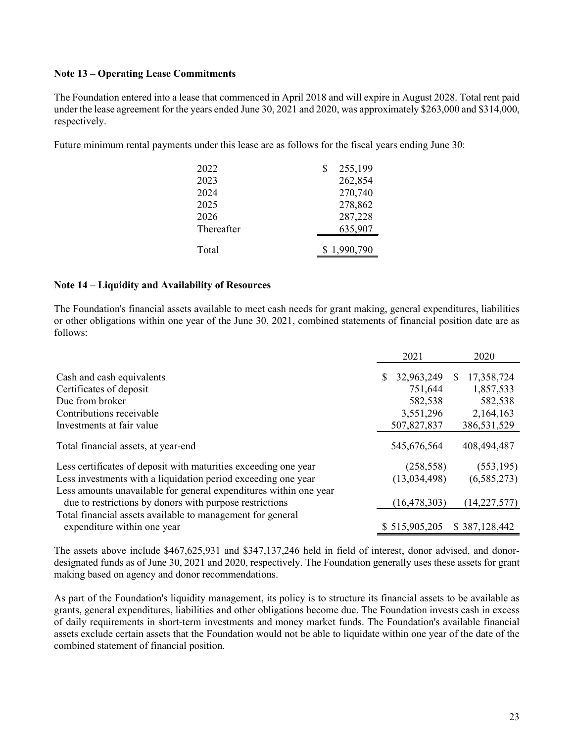### Note 13 – Operating Lease Commitments

The Foundation entered into a lease that commenced in April 2018 and will expire in August 2028. Total rent paid under the lease agreement for the years ended June 30, 2021 and 2020, was approximately $263,000 and $314,000, respectively.

Future minimum rental payments under this lease are as follows for the fiscal years ending June 30:

| | |
|---|---|
| 2022 | $ 255,199 |
| 2023 | 262,854 |
| 2024 | 270,740 |
| 2025 | 278,862 |
| 2026 | 287,228 |
| Thereafter | 635,907 |
| Total | $ 1,990,790 |

### Note 14 – Liquidity and Availability of Resources

The Foundation's financial assets available to meet cash needs for grant making, general expenditures, liabilities or other obligations within one year of the June 30, 2021, combined statements of financial position date are as follows:

| | 2021 | 2020 |
|---|---|---|
| Cash and cash equivalents | $ 32,963,249 | $ 17,358,724 |
| Certificates of deposit | 751,644 | 1,857,533 |
| Due from broker | 582,538 | 582,538 |
| Contributions receivable | 3,551,296 | 2,164,163 |
| Investments at fair value | 507,827,837 | 386,531,529 |
| Total financial assets, at year-end | 545,676,564 | 408,494,487 |
| Less certificates of deposit with maturities exceeding one year | (258,558) | (553,195) |
| Less investments with a liquidation period exceeding one year | (13,034,498) | (6,585,273) |
| Less amounts unavailable for general expenditures within one year due to restrictions by donors with purpose restrictions | (16,478,303) | (14,227,577) |
| Total financial assets available to management for general expenditure within one year | $ 515,905,205 | $ 387,128,442 |

The assets above include $467,625,931 and $347,137,246 held in field of interest, donor advised, and donor-designated funds as of June 30, 2021 and 2020, respectively. The Foundation generally uses these assets for grant making based on agency and donor recommendations.

As part of the Foundation's liquidity management, its policy is to structure its financial assets to be available as grants, general expenditures, liabilities and other obligations become due. The Foundation invests cash in excess of daily requirements in short-term investments and money market funds. The Foundation's available financial assets exclude certain assets that the Foundation would not be able to liquidate within one year of the date of the combined statement of financial position.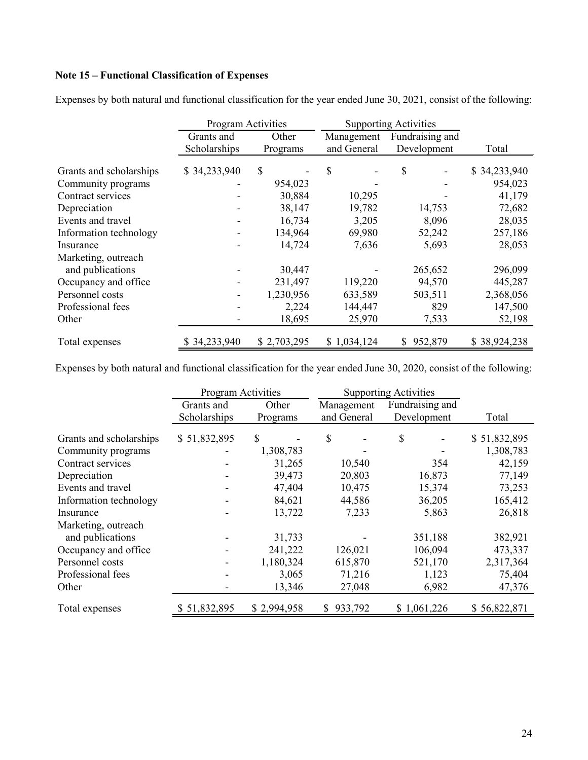**Note 15 – Functional Classification of Expenses**

Expenses by both natural and functional classification for the year ended June 30, 2021, consist of the following:

| | Program Activities | | Supporting Activities | | |
|---|---|---|---|---|---|
| | Grants and Scholarships | Other Programs | Management and General | Fundraising and Development | Total |
| Grants and scholarships | $ 34,233,940 | $ - | $ - | $ - | $ 34,233,940 |
| Community programs | - | 954,023 | - | - | 954,023 |
| Contract services | - | 30,884 | 10,295 | - | 41,179 |
| Depreciation | - | 38,147 | 19,782 | 14,753 | 72,682 |
| Events and travel | - | 16,734 | 3,205 | 8,096 | 28,035 |
| Information technology | - | 134,964 | 69,980 | 52,242 | 257,186 |
| Insurance | - | 14,724 | 7,636 | 5,693 | 28,053 |
| Marketing, outreach and publications | - | 30,447 | - | 265,652 | 296,099 |
| Occupancy and office | - | 231,497 | 119,220 | 94,570 | 445,287 |
| Personnel costs | - | 1,230,956 | 633,589 | 503,511 | 2,368,056 |
| Professional fees | - | 2,224 | 144,447 | 829 | 147,500 |
| Other | - | 18,695 | 25,970 | 7,533 | 52,198 |
| Total expenses | $ 34,233,940 | $ 2,703,295 | $ 1,034,124 | $ 952,879 | $ 38,924,238 |

Expenses by both natural and functional classification for the year ended June 30, 2020, consist of the following:

| | Program Activities | | Supporting Activities | | |
|---|---|---|---|---|---|
| | Grants and Scholarships | Other Programs | Management and General | Fundraising and Development | Total |
| Grants and scholarships | $ 51,832,895 | $ - | $ - | $ - | $ 51,832,895 |
| Community programs | - | 1,308,783 | - | - | 1,308,783 |
| Contract services | - | 31,265 | 10,540 | 354 | 42,159 |
| Depreciation | - | 39,473 | 20,803 | 16,873 | 77,149 |
| Events and travel | - | 47,404 | 10,475 | 15,374 | 73,253 |
| Information technology | - | 84,621 | 44,586 | 36,205 | 165,412 |
| Insurance | - | 13,722 | 7,233 | 5,863 | 26,818 |
| Marketing, outreach and publications | - | 31,733 | - | 351,188 | 382,921 |
| Occupancy and office | - | 241,222 | 126,021 | 106,094 | 473,337 |
| Personnel costs | - | 1,180,324 | 615,870 | 521,170 | 2,317,364 |
| Professional fees | - | 3,065 | 71,216 | 1,123 | 75,404 |
| Other | - | 13,346 | 27,048 | 6,982 | 47,376 |
| Total expenses | $ 51,832,895 | $ 2,994,958 | $ 933,792 | $ 1,061,226 | $ 56,822,871 |